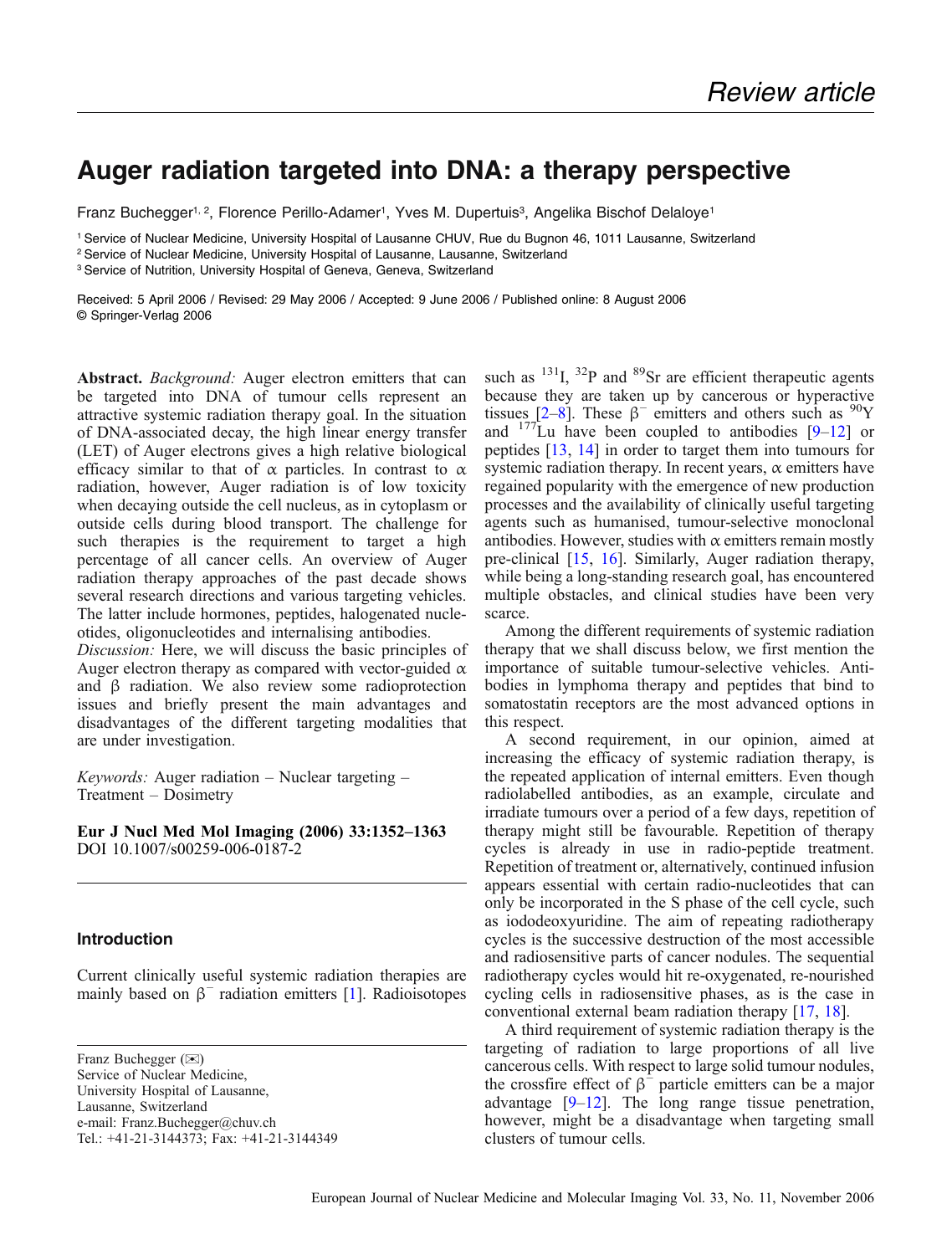Review article

# Auger radiation targeted into DNA: a therapy perspective

Franz Buchegger[1, 2], Florence Perillo-Adamer[1], Yves M. Dupertuis[3], Angelika Bischof Delaloye[1]

[1] Service of Nuclear Medicine, University Hospital of Lausanne CHUV, Rue du Bugnon 46, 1011 Lausanne, Switzerland
[2] Service of Nuclear Medicine, University Hospital of Lausanne, Lausanne, Switzerland
[3] Service of Nutrition, University Hospital of Geneva, Geneva, Switzerland

Received: 5 April 2006 / Revised: 29 May 2006 / Accepted: 9 June 2006 / Published online: 8 August 2006
© Springer-Verlag 2006

**Abstract.** *Background:* Auger electron emitters that can be targeted into DNA of tumour cells represent an attractive systemic radiation therapy goal. In the situation of DNA-associated decay, the high linear energy transfer (LET) of Auger electrons gives a high relative biological efficacy similar to that of α particles. In contrast to α radiation, however, Auger radiation is of low toxicity when decaying outside the cell nucleus, as in cytoplasm or outside cells during blood transport. The challenge for such therapies is the requirement to target a high percentage of all cancer cells. An overview of Auger radiation therapy approaches of the past decade shows several research directions and various targeting vehicles. The latter include hormones, peptides, halogenated nucleotides, oligonucleotides and internalising antibodies.
*Discussion:* Here, we will discuss the basic principles of Auger electron therapy as compared with vector-guided α and β radiation. We also review some radioprotection issues and briefly present the main advantages and disadvantages of the different targeting modalities that are under investigation.

*Keywords:* Auger radiation – Nuclear targeting – Treatment – Dosimetry

**Eur J Nucl Med Mol Imaging (2006) 33:1352–1363**
DOI 10.1007/s00259-006-0187-2

## Introduction

Current clinically useful systemic radiation therapies are mainly based on $\beta^-$ radiation emitters [1]. Radioisotopes such as $^{131}$I, $^{32}$P and $^{89}$Sr are efficient therapeutic agents because they are taken up by cancerous or hyperactive tissues [2–8]. These $\beta^-$ emitters and others such as $^{90}$Y and $^{177}$Lu have been coupled to antibodies [9–12] or peptides [13, 14] in order to target them into tumours for systemic radiation therapy. In recent years, α emitters have regained popularity with the emergence of new production processes and the availability of clinically useful targeting agents such as humanised, tumour-selective monoclonal antibodies. However, studies with α emitters remain mostly pre-clinical [15, 16]. Similarly, Auger radiation therapy, while being a long-standing research goal, has encountered multiple obstacles, and clinical studies have been very scarce.

Among the different requirements of systemic radiation therapy that we shall discuss below, we first mention the importance of suitable tumour-selective vehicles. Antibodies in lymphoma therapy and peptides that bind to somatostatin receptors are the most advanced options in this respect.

A second requirement, in our opinion, aimed at increasing the efficacy of systemic radiation therapy, is the repeated application of internal emitters. Even though radiolabelled antibodies, as an example, circulate and irradiate tumours over a period of a few days, repetition of therapy might still be favourable. Repetition of therapy cycles is already in use in radio-peptide treatment. Repetition of treatment or, alternatively, continued infusion appears essential with certain radio-nucleotides that can only be incorporated in the S phase of the cell cycle, such as iododeoxyuridine. The aim of repeating radiotherapy cycles is the successive destruction of the most accessible and radiosensitive parts of cancer nodules. The sequential radiotherapy cycles would hit re-oxygenated, re-nourished cycling cells in radiosensitive phases, as is the case in conventional external beam radiation therapy [17, 18].

A third requirement of systemic radiation therapy is the targeting of radiation to large proportions of all live cancerous cells. With respect to large solid tumour nodules, the crossfire effect of $\beta^-$ particle emitters can be a major advantage [9–12]. The long range tissue penetration, however, might be a disadvantage when targeting small clusters of tumour cells.

Franz Buchegger (✉)
Service of Nuclear Medicine,
University Hospital of Lausanne,
Lausanne, Switzerland
e-mail: Franz.Buchegger@chuv.ch
Tel.: +41-21-3144373; Fax: +41-21-3144349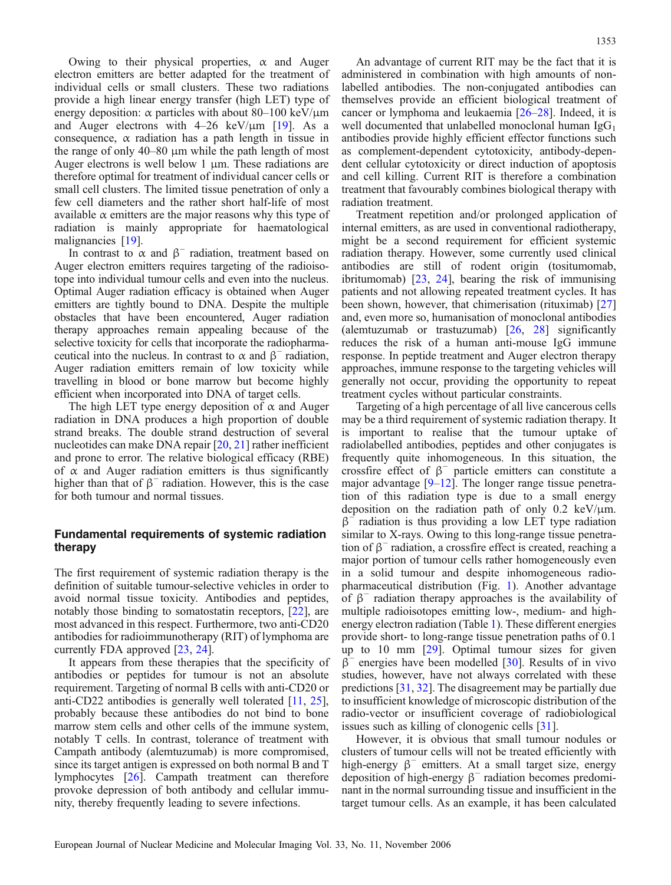Owing to their physical properties, α and Auger electron emitters are better adapted for the treatment of individual cells or small clusters. These two radiations provide a high linear energy transfer (high LET) type of energy deposition: α particles with about 80–100 keV/μm and Auger electrons with 4–26 keV/μm [19]. As a consequence, α radiation has a path length in tissue in the range of only 40–80 μm while the path length of most Auger electrons is well below 1 μm. These radiations are therefore optimal for treatment of individual cancer cells or small cell clusters. The limited tissue penetration of only a few cell diameters and the rather short half-life of most available α emitters are the major reasons why this type of radiation is mainly appropriate for haematological malignancies [19].

In contrast to α and $\beta^-$ radiation, treatment based on Auger electron emitters requires targeting of the radioisotope into individual tumour cells and even into the nucleus. Optimal Auger radiation efficacy is obtained when Auger emitters are tightly bound to DNA. Despite the multiple obstacles that have been encountered, Auger radiation therapy approaches remain appealing because of the selective toxicity for cells that incorporate the radiopharmaceutical into the nucleus. In contrast to α and $\beta^-$ radiation, Auger radiation emitters remain of low toxicity while travelling in blood or bone marrow but become highly efficient when incorporated into DNA of target cells.

The high LET type energy deposition of α and Auger radiation in DNA produces a high proportion of double strand breaks. The double strand destruction of several nucleotides can make DNA repair [20, 21] rather inefficient and prone to error. The relative biological efficacy (RBE) of α and Auger radiation emitters is thus significantly higher than that of $\beta^-$ radiation. However, this is the case for both tumour and normal tissues.

## Fundamental requirements of systemic radiation therapy

The first requirement of systemic radiation therapy is the definition of suitable tumour-selective vehicles in order to avoid normal tissue toxicity. Antibodies and peptides, notably those binding to somatostatin receptors, [22], are most advanced in this respect. Furthermore, two anti-CD20 antibodies for radioimmunotherapy (RIT) of lymphoma are currently FDA approved [23, 24].

It appears from these therapies that the specificity of antibodies or peptides for tumour is not an absolute requirement. Targeting of normal B cells with anti-CD20 or anti-CD22 antibodies is generally well tolerated [11, 25], probably because these antibodies do not bind to bone marrow stem cells and other cells of the immune system, notably T cells. In contrast, tolerance of treatment with Campath antibody (alemtuzumab) is more compromised, since its target antigen is expressed on both normal B and T lymphocytes [26]. Campath treatment can therefore provoke depression of both antibody and cellular immunity, thereby frequently leading to severe infections.

An advantage of current RIT may be the fact that it is administered in combination with high amounts of non-labelled antibodies. The non-conjugated antibodies can themselves provide an efficient biological treatment of cancer or lymphoma and leukaemia [26–28]. Indeed, it is well documented that unlabelled monoclonal human $IgG_1$ antibodies provide highly efficient effector functions such as complement-dependent cytotoxicity, antibody-dependent cellular cytotoxicity or direct induction of apoptosis and cell killing. Current RIT is therefore a combination treatment that favourably combines biological therapy with radiation treatment.

Treatment repetition and/or prolonged application of internal emitters, as are used in conventional radiotherapy, might be a second requirement for efficient systemic radiation therapy. However, some currently used clinical antibodies are still of rodent origin (tositumomab, ibritumomab) [23, 24], bearing the risk of immunising patients and not allowing repeated treatment cycles. It has been shown, however, that chimerisation (rituximab) [27] and, even more so, humanisation of monoclonal antibodies (alemtuzumab or trastuzumab) [26, 28] significantly reduces the risk of a human anti-mouse IgG immune response. In peptide treatment and Auger electron therapy approaches, immune response to the targeting vehicles will generally not occur, providing the opportunity to repeat treatment cycles without particular constraints.

Targeting of a high percentage of all live cancerous cells may be a third requirement of systemic radiation therapy. It is important to realise that the tumour uptake of radiolabelled antibodies, peptides and other conjugates is frequently quite inhomogeneous. In this situation, the crossfire effect of $\beta^-$ particle emitters can constitute a major advantage [9–12]. The longer range tissue penetration of this radiation type is due to a small energy deposition on the radiation path of only 0.2 keV/μm. $\beta^-$ radiation is thus providing a low LET type radiation similar to X-rays. Owing to this long-range tissue penetration of $\beta^-$ radiation, a crossfire effect is created, reaching a major portion of tumour cells rather homogeneously even in a solid tumour and despite inhomogeneous radiopharmaceutical distribution (Fig. 1). Another advantage of $\beta^-$ radiation therapy approaches is the availability of multiple radioisotopes emitting low-, medium- and high-energy electron radiation (Table 1). These different energies provide short- to long-range tissue penetration paths of 0.1 up to 10 mm [29]. Optimal tumour sizes for given $\beta^-$ energies have been modelled [30]. Results of in vivo studies, however, have not always correlated with these predictions [31, 32]. The disagreement may be partially due to insufficient knowledge of microscopic distribution of the radio-vector or insufficient coverage of radiobiological issues such as killing of clonogenic cells [31].

However, it is obvious that small tumour nodules or clusters of tumour cells will not be treated efficiently with high-energy $\beta^-$ emitters. At a small target size, energy deposition of high-energy $\beta^-$ radiation becomes predominant in the normal surrounding tissue and insufficient in the target tumour cells. As an example, it has been calculated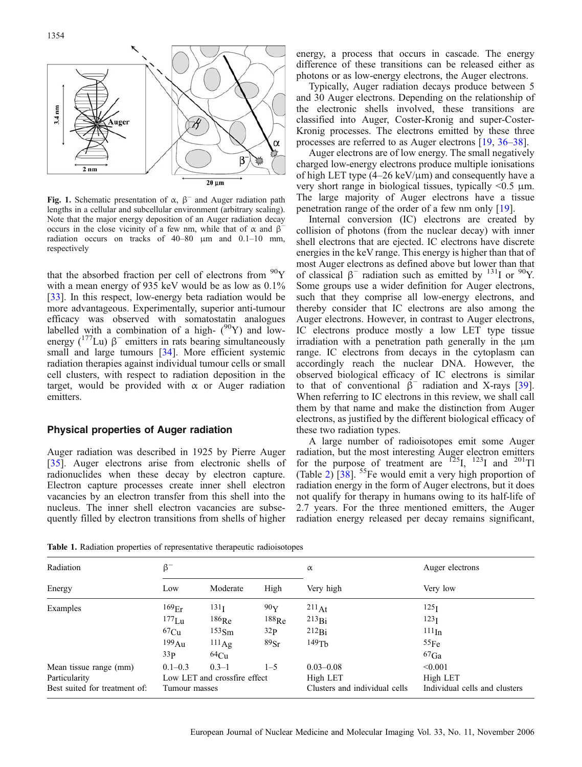Fig. 1. Schematic presentation of α, $\beta^-$ and Auger radiation path lengths in a cellular and subcellular environment (arbitrary scaling). Note that the major energy deposition of an Auger radiation decay occurs in the close vicinity of a few nm, while that of α and $\beta^-$ radiation occurs on tracks of 40–80 μm and 0.1–10 mm, respectively

that the absorbed fraction per cell of electrons from $^{90}$Y with a mean energy of 935 keV would be as low as 0.1% [33]. In this respect, low-energy beta radiation would be more advantageous. Experimentally, superior anti-tumour efficacy was observed with somatostatin analogues labelled with a combination of a high- ($^{90}$Y) and low-energy ($^{177}$Lu) $\beta^-$ emitters in rats bearing simultaneously small and large tumours [34]. More efficient systemic radiation therapies against individual tumour cells or small cell clusters, with respect to radiation deposition in the target, would be provided with α or Auger radiation emitters.

## Physical properties of Auger radiation

Auger radiation was described in 1925 by Pierre Auger [35]. Auger electrons arise from electronic shells of radionuclides when they decay by electron capture. Electron capture processes create inner shell electron vacancies by an electron transfer from this shell into the nucleus. The inner shell electron vacancies are subsequently filled by electron transitions from shells of higher energy, a process that occurs in cascade. The energy difference of these transitions can be released either as photons or as low-energy electrons, the Auger electrons.

Typically, Auger radiation decays produce between 5 and 30 Auger electrons. Depending on the relationship of the electronic shells involved, these transitions are classified into Auger, Coster-Kronig and super-Coster-Kronig processes. The electrons emitted by these three processes are referred to as Auger electrons [19, 36–38].

Auger electrons are of low energy. The small negatively charged low-energy electrons produce multiple ionisations of high LET type (4–26 keV/μm) and consequently have a very short range in biological tissues, typically <0.5 μm. The large majority of Auger electrons have a tissue penetration range of the order of a few nm only [19].

Internal conversion (IC) electrons are created by collision of photons (from the nuclear decay) with inner shell electrons that are ejected. IC electrons have discrete energies in the keV range. This energy is higher than that of most Auger electrons as defined above but lower than that of classical $\beta^-$ radiation such as emitted by $^{131}$I or $^{90}$Y. Some groups use a wider definition for Auger electrons, such that they comprise all low-energy electrons, and thereby consider that IC electrons are also among the Auger electrons. However, in contrast to Auger electrons, IC electrons produce mostly a low LET type tissue irradiation with a penetration path generally in the μm range. IC electrons from decays in the cytoplasm can accordingly reach the nuclear DNA. However, the observed biological efficacy of IC electrons is similar to that of conventional $\beta^-$ radiation and X-rays [39]. When referring to IC electrons in this review, we shall call them by that name and make the distinction from Auger electrons, as justified by the different biological efficacy of these two radiation types.

A large number of radioisotopes emit some Auger radiation, but the most interesting Auger electron emitters for the purpose of treatment are $^{125}$I, $^{123}$I and $^{201}$Tl (Table 2) [38]. $^{55}$Fe would emit a very high proportion of radiation energy in the form of Auger electrons, but it does not qualify for therapy in humans owing to its half-life of 2.7 years. For the three mentioned emitters, the Auger radiation energy released per decay remains significant,

Table 1. Radiation properties of representative therapeutic radioisotopes

| Radiation | $\beta^-$ | | | α | Auger electrons |
|---|---|---|---|---|---|
| Energy | Low | Moderate | High | Very high | Very low |
| Examples | $^{169}$Er | $^{131}$I | $^{90}$Y | $^{211}$At | $^{125}$I |
| | $^{177}$Lu | $^{186}$Re | $^{188}$Re | $^{213}$Bi | $^{123}$I |
| | $^{67}$Cu | $^{153}$Sm | $^{32}$P | $^{212}$Bi | $^{111}$In |
| | $^{199}$Au | $^{111}$Ag | $^{89}$Sr | $^{149}$Tb | $^{55}$Fe |
| | $^{33}$P | $^{64}$Cu | | | $^{67}$Ga |
| Mean tissue range (mm) | 0.1–0.3 | 0.3–1 | 1–5 | 0.03–0.08 | <0.001 |
| Particularity | Low LET and crossfire effect | | | High LET | High LET |
| Best suited for treatment of: | Tumour masses | | | Clusters and individual cells | Individual cells and clusters |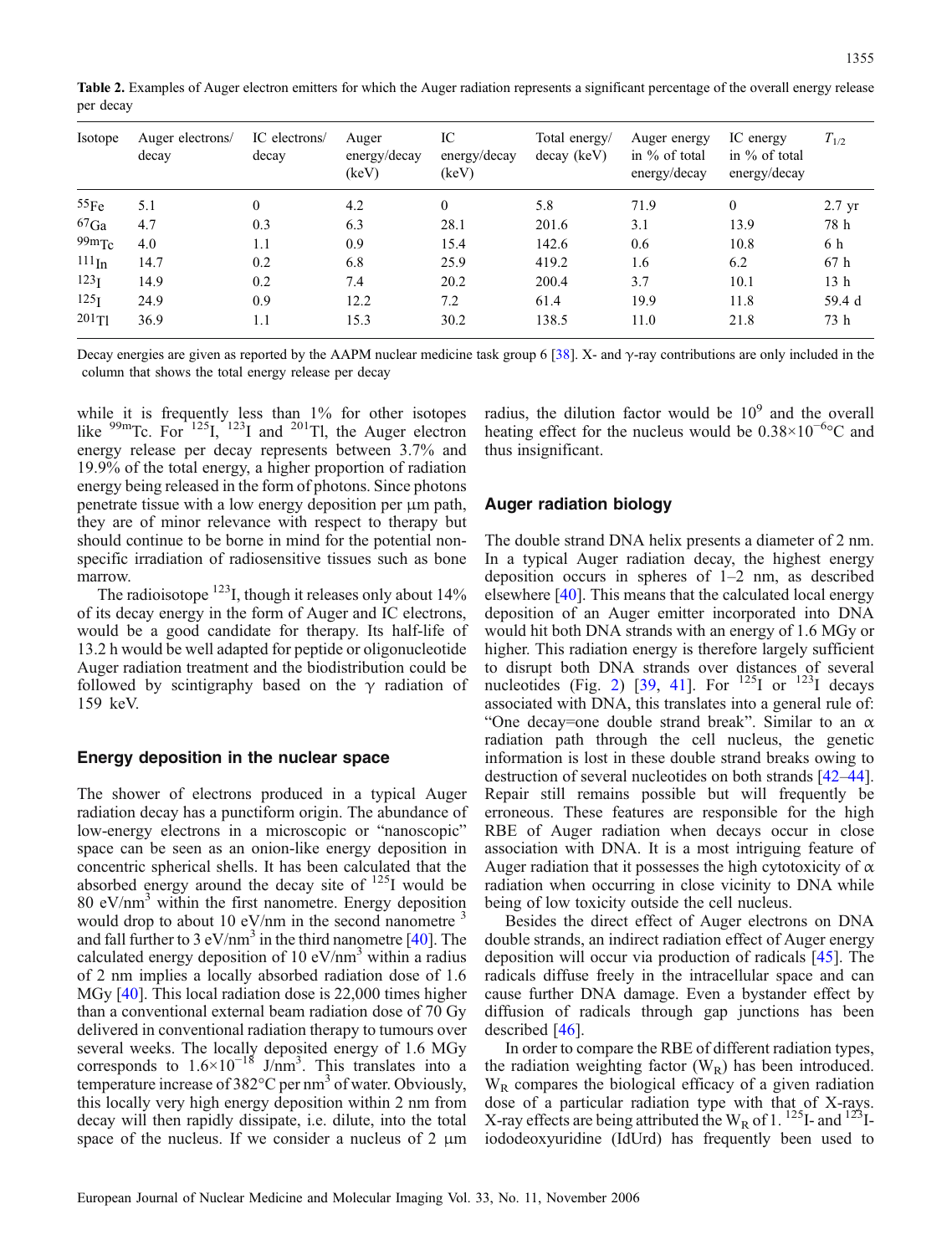**Table 2.** Examples of Auger electron emitters for which the Auger radiation represents a significant percentage of the overall energy release per decay

| Isotope | Auger electrons/ decay | IC electrons/ decay | Auger energy/decay (keV) | IC energy/decay (keV) | Total energy/ decay (keV) | Auger energy in % of total energy/decay | IC energy in % of total energy/decay | $T_{1/2}$ |
|---|---|---|---|---|---|---|---|---|
| $^{55}$Fe | 5.1 | 0 | 4.2 | 0 | 5.8 | 71.9 | 0 | 2.7 yr |
| $^{67}$Ga | 4.7 | 0.3 | 6.3 | 28.1 | 201.6 | 3.1 | 13.9 | 78 h |
| $^{99m}$Tc | 4.0 | 1.1 | 0.9 | 15.4 | 142.6 | 0.6 | 10.8 | 6 h |
| $^{111}$In | 14.7 | 0.2 | 6.8 | 25.9 | 419.2 | 1.6 | 6.2 | 67 h |
| $^{123}$I | 14.9 | 0.2 | 7.4 | 20.2 | 200.4 | 3.7 | 10.1 | 13 h |
| $^{125}$I | 24.9 | 0.9 | 12.2 | 7.2 | 61.4 | 19.9 | 11.8 | 59.4 d |
| $^{201}$Tl | 36.9 | 1.1 | 15.3 | 30.2 | 138.5 | 11.0 | 21.8 | 73 h |

Decay energies are given as reported by the AAPM nuclear medicine task group 6 [38]. X- and γ-ray contributions are only included in the column that shows the total energy release per decay

while it is frequently less than 1% for other isotopes like $^{99m}$Tc. For $^{125}$I, $^{123}$I and $^{201}$Tl, the Auger electron energy release per decay represents between 3.7% and 19.9% of the total energy, a higher proportion of radiation energy being released in the form of photons. Since photons penetrate tissue with a low energy deposition per µm path, they are of minor relevance with respect to therapy but should continue to be borne in mind for the potential non-specific irradiation of radiosensitive tissues such as bone marrow.

The radioisotope $^{123}$I, though it releases only about 14% of its decay energy in the form of Auger and IC electrons, would be a good candidate for therapy. Its half-life of 13.2 h would be well adapted for peptide or oligonucleotide Auger radiation treatment and the biodistribution could be followed by scintigraphy based on the γ radiation of 159 keV.

## Energy deposition in the nuclear space

The shower of electrons produced in a typical Auger radiation decay has a punctiform origin. The abundance of low-energy electrons in a microscopic or "nanoscopic" space can be seen as an onion-like energy deposition in concentric spherical shells. It has been calculated that the absorbed energy around the decay site of $^{125}$I would be 80 eV/nm$^3$ within the first nanometre. Energy deposition would drop to about 10 eV/nm in the second nanometre $^3$ and fall further to 3 eV/nm$^3$ in the third nanometre [40]. The calculated energy deposition of 10 eV/nm$^3$ within a radius of 2 nm implies a locally absorbed radiation dose of 1.6 MGy [40]. This local radiation dose is 22,000 times higher than a conventional external beam radiation dose of 70 Gy delivered in conventional radiation therapy to tumours over several weeks. The locally deposited energy of 1.6 MGy corresponds to $1.6\times10^{-18}$ J/nm$^3$. This translates into a temperature increase of 382°C per nm$^3$ of water. Obviously, this locally very high energy deposition within 2 nm from decay will then rapidly dissipate, i.e. dilute, into the total space of the nucleus. If we consider a nucleus of 2 µm radius, the dilution factor would be $10^9$ and the overall heating effect for the nucleus would be $0.38\times10^{-6}$°C and thus insignificant.

## Auger radiation biology

The double strand DNA helix presents a diameter of 2 nm. In a typical Auger radiation decay, the highest energy deposition occurs in spheres of 1–2 nm, as described elsewhere [40]. This means that the calculated local energy deposition of an Auger emitter incorporated into DNA would hit both DNA strands with an energy of 1.6 MGy or higher. This radiation energy is therefore largely sufficient to disrupt both DNA strands over distances of several nucleotides (Fig. 2) [39, 41]. For $^{125}$I or $^{123}$I decays associated with DNA, this translates into a general rule of: "One decay=one double strand break". Similar to an α radiation path through the cell nucleus, the genetic information is lost in these double strand breaks owing to destruction of several nucleotides on both strands [42–44]. Repair still remains possible but will frequently be erroneous. These features are responsible for the high RBE of Auger radiation when decays occur in close association with DNA. It is a most intriguing feature of Auger radiation that it possesses the high cytotoxicity of α radiation when occurring in close vicinity to DNA while being of low toxicity outside the cell nucleus.

Besides the direct effect of Auger electrons on DNA double strands, an indirect radiation effect of Auger energy deposition will occur via production of radicals [45]. The radicals diffuse freely in the intracellular space and can cause further DNA damage. Even a bystander effect by diffusion of radicals through gap junctions has been described [46].

In order to compare the RBE of different radiation types, the radiation weighting factor ($W_R$) has been introduced. $W_R$ compares the biological efficacy of a given radiation dose of a particular radiation type with that of X-rays. X-ray effects are being attributed the $W_R$ of 1. $^{125}$I- and $^{123}$I-iododeoxyuridine (IdUrd) has frequently been used to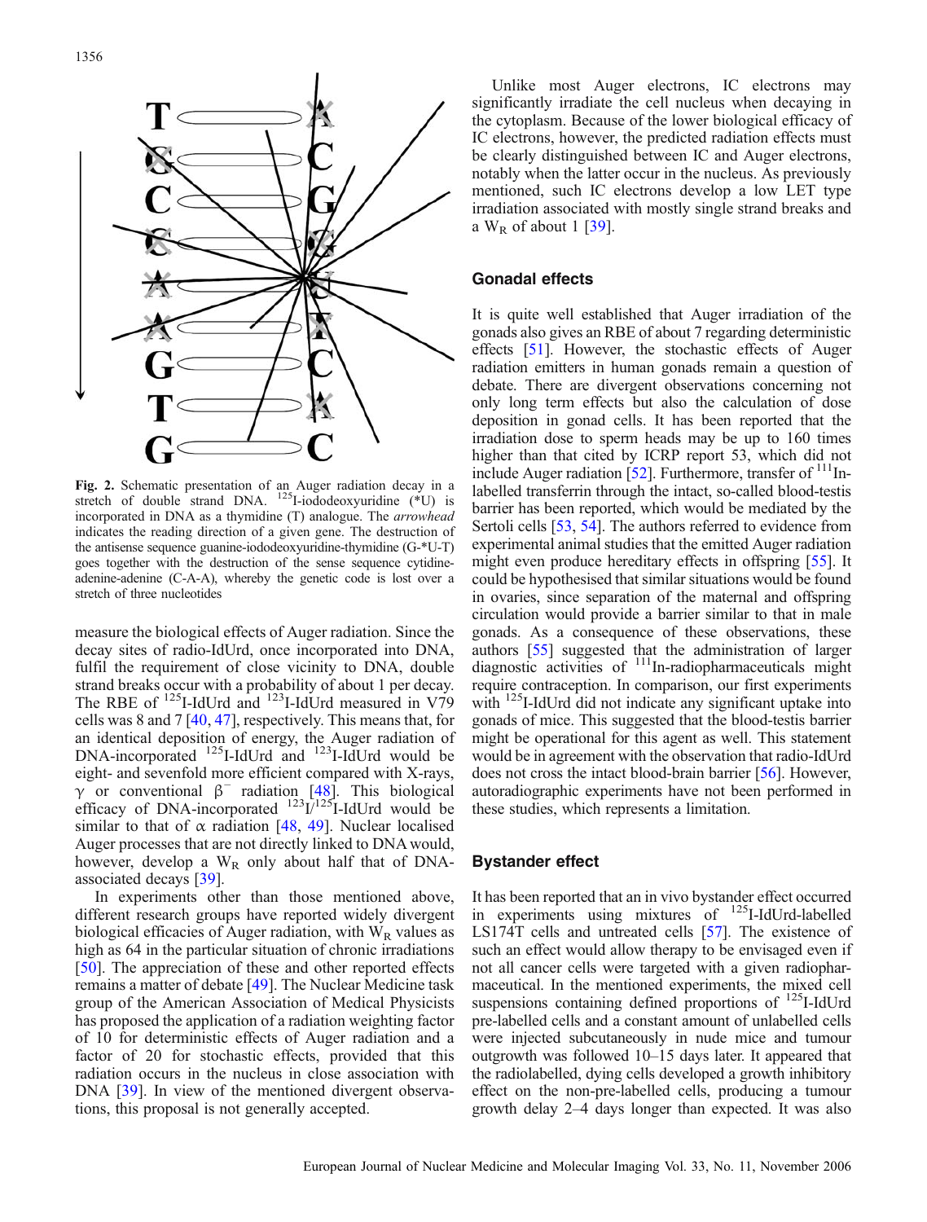Fig. 2. Schematic presentation of an Auger radiation decay in a stretch of double strand DNA. $^{125}$I-iododeoxyuridine (*U) is incorporated in DNA as a thymidine (T) analogue. The *arrowhead* indicates the reading direction of a given gene. The destruction of the antisense sequence guanine-iododeoxyuridine-thymidine (G-*U-T) goes together with the destruction of the sense sequence cytidine-adenine-adenine (C-A-A), whereby the genetic code is lost over a stretch of three nucleotides

measure the biological effects of Auger radiation. Since the decay sites of radio-IdUrd, once incorporated into DNA, fulfil the requirement of close vicinity to DNA, double strand breaks occur with a probability of about 1 per decay. The RBE of $^{125}$I-IdUrd and $^{123}$I-IdUrd measured in V79 cells was 8 and 7 [40, 47], respectively. This means that, for an identical deposition of energy, the Auger radiation of DNA-incorporated $^{125}$I-IdUrd and $^{123}$I-IdUrd would be eight- and sevenfold more efficient compared with X-rays, $\gamma$ or conventional $\beta^-$ radiation [48]. This biological efficacy of DNA-incorporated $^{123}$I/$^{125}$I-IdUrd would be similar to that of $\alpha$ radiation [48, 49]. Nuclear localised Auger processes that are not directly linked to DNA would, however, develop a $W_R$ only about half that of DNA-associated decays [39].

In experiments other than those mentioned above, different research groups have reported widely divergent biological efficacies of Auger radiation, with $W_R$ values as high as 64 in the particular situation of chronic irradiations [50]. The appreciation of these and other reported effects remains a matter of debate [49]. The Nuclear Medicine task group of the American Association of Medical Physicists has proposed the application of a radiation weighting factor of 10 for deterministic effects of Auger radiation and a factor of 20 for stochastic effects, provided that this radiation occurs in the nucleus in close association with DNA [39]. In view of the mentioned divergent observations, this proposal is not generally accepted.

Unlike most Auger electrons, IC electrons may significantly irradiate the cell nucleus when decaying in the cytoplasm. Because of the lower biological efficacy of IC electrons, however, the predicted radiation effects must be clearly distinguished between IC and Auger electrons, notably when the latter occur in the nucleus. As previously mentioned, such IC electrons develop a low LET type irradiation associated with mostly single strand breaks and a $W_R$ of about 1 [39].

## Gonadal effects

It is quite well established that Auger irradiation of the gonads also gives an RBE of about 7 regarding deterministic effects [51]. However, the stochastic effects of Auger radiation emitters in human gonads remain a question of debate. There are divergent observations concerning not only long term effects but also the calculation of dose deposition in gonad cells. It has been reported that the irradiation dose to sperm heads may be up to 160 times higher than that cited by ICRP report 53, which did not include Auger radiation [52]. Furthermore, transfer of $^{111}$In-labelled transferrin through the intact, so-called blood-testis barrier has been reported, which would be mediated by the Sertoli cells [53, 54]. The authors referred to evidence from experimental animal studies that the emitted Auger radiation might even produce hereditary effects in offspring [55]. It could be hypothesised that similar situations would be found in ovaries, since separation of the maternal and offspring circulation would provide a barrier similar to that in male gonads. As a consequence of these observations, these authors [55] suggested that the administration of larger diagnostic activities of $^{111}$In-radiopharmaceuticals might require contraception. In comparison, our first experiments with $^{125}$I-IdUrd did not indicate any significant uptake into gonads of mice. This suggested that the blood-testis barrier might be operational for this agent as well. This statement would be in agreement with the observation that radio-IdUrd does not cross the intact blood-brain barrier [56]. However, autoradiographic experiments have not been performed in these studies, which represents a limitation.

## Bystander effect

It has been reported that an in vivo bystander effect occurred in experiments using mixtures of $^{125}$I-IdUrd-labelled LS174T cells and untreated cells [57]. The existence of such an effect would allow therapy to be envisaged even if not all cancer cells were targeted with a given radiopharmaceutical. In the mentioned experiments, the mixed cell suspensions containing defined proportions of $^{125}$I-IdUrd pre-labelled cells and a constant amount of unlabelled cells were injected subcutaneously in nude mice and tumour outgrowth was followed 10–15 days later. It appeared that the radiolabelled, dying cells developed a growth inhibitory effect on the non-pre-labelled cells, producing a tumour growth delay 2–4 days longer than expected. It was also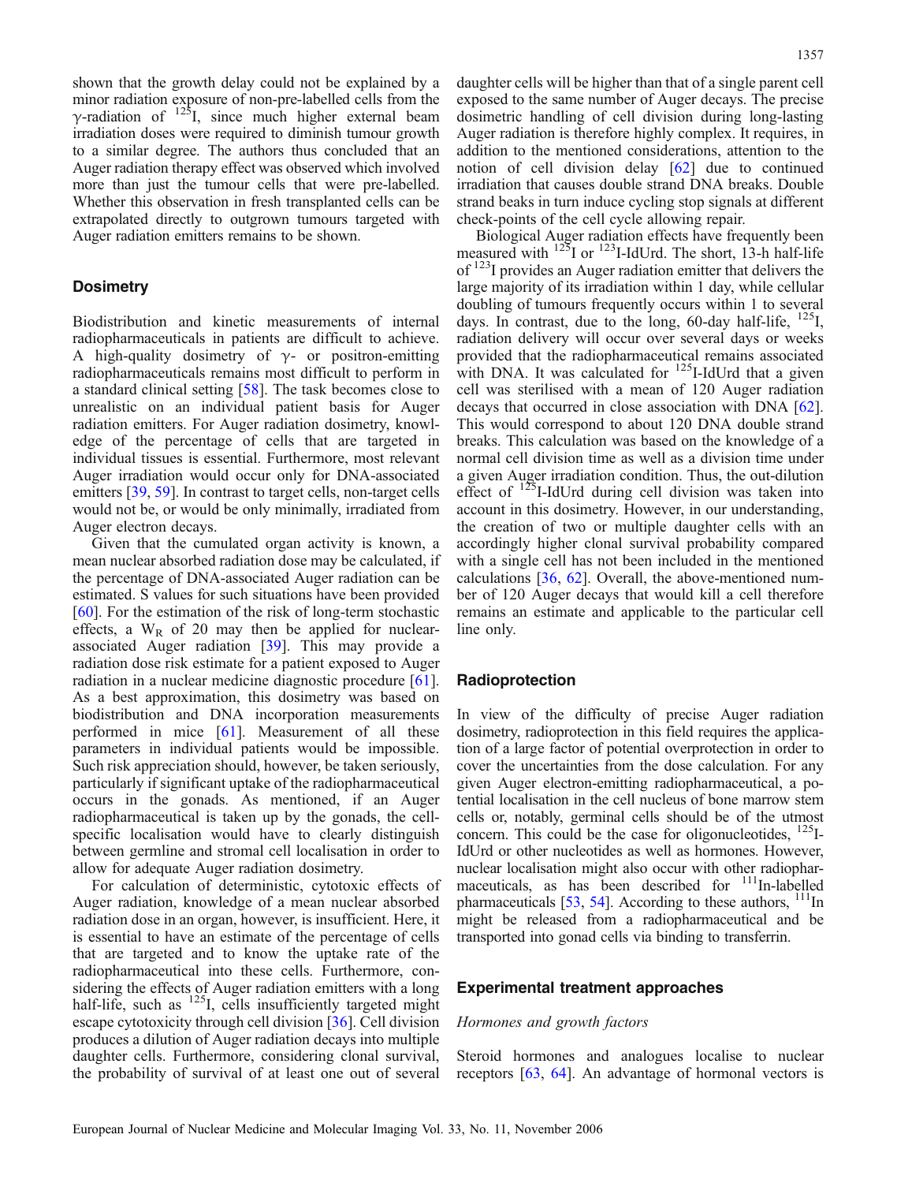shown that the growth delay could not be explained by a minor radiation exposure of non-pre-labelled cells from the γ-radiation of $^{125}$I, since much higher external beam irradiation doses were required to diminish tumour growth to a similar degree. The authors thus concluded that an Auger radiation therapy effect was observed which involved more than just the tumour cells that were pre-labelled. Whether this observation in fresh transplanted cells can be extrapolated directly to outgrown tumours targeted with Auger radiation emitters remains to be shown.

## Dosimetry

Biodistribution and kinetic measurements of internal radiopharmaceuticals in patients are difficult to achieve. A high-quality dosimetry of γ- or positron-emitting radiopharmaceuticals remains most difficult to perform in a standard clinical setting [58]. The task becomes close to unrealistic on an individual patient basis for Auger radiation emitters. For Auger radiation dosimetry, knowledge of the percentage of cells that are targeted in individual tissues is essential. Furthermore, most relevant Auger irradiation would occur only for DNA-associated emitters [39, 59]. In contrast to target cells, non-target cells would not be, or would be only minimally, irradiated from Auger electron decays.

Given that the cumulated organ activity is known, a mean nuclear absorbed radiation dose may be calculated, if the percentage of DNA-associated Auger radiation can be estimated. S values for such situations have been provided [60]. For the estimation of the risk of long-term stochastic effects, a $W_R$ of 20 may then be applied for nuclear-associated Auger radiation [39]. This may provide a radiation dose risk estimate for a patient exposed to Auger radiation in a nuclear medicine diagnostic procedure [61]. As a best approximation, this dosimetry was based on biodistribution and DNA incorporation measurements performed in mice [61]. Measurement of all these parameters in individual patients would be impossible. Such risk appreciation should, however, be taken seriously, particularly if significant uptake of the radiopharmaceutical occurs in the gonads. As mentioned, if an Auger radiopharmaceutical is taken up by the gonads, the cell-specific localisation would have to clearly distinguish between germline and stromal cell localisation in order to allow for adequate Auger radiation dosimetry.

For calculation of deterministic, cytotoxic effects of Auger radiation, knowledge of a mean nuclear absorbed radiation dose in an organ, however, is insufficient. Here, it is essential to have an estimate of the percentage of cells that are targeted and to know the uptake rate of the radiopharmaceutical into these cells. Furthermore, considering the effects of Auger radiation emitters with a long half-life, such as $^{125}$I, cells insufficiently targeted might escape cytotoxicity through cell division [36]. Cell division produces a dilution of Auger radiation decays into multiple daughter cells. Furthermore, considering clonal survival, the probability of survival of at least one out of several daughter cells will be higher than that of a single parent cell exposed to the same number of Auger decays. The precise dosimetric handling of cell division during long-lasting Auger radiation is therefore highly complex. It requires, in addition to the mentioned considerations, attention to the notion of cell division delay [62] due to continued irradiation that causes double strand DNA breaks. Double strand beaks in turn induce cycling stop signals at different check-points of the cell cycle allowing repair.

Biological Auger radiation effects have frequently been measured with $^{125}$I or $^{123}$I-IdUrd. The short, 13-h half-life of $^{123}$I provides an Auger radiation emitter that delivers the large majority of its irradiation within 1 day, while cellular doubling of tumours frequently occurs within 1 to several days. In contrast, due to the long, 60-day half-life, $^{125}$I, radiation delivery will occur over several days or weeks provided that the radiopharmaceutical remains associated with DNA. It was calculated for $^{125}$I-IdUrd that a given cell was sterilised with a mean of 120 Auger radiation decays that occurred in close association with DNA [62]. This would correspond to about 120 DNA double strand breaks. This calculation was based on the knowledge of a normal cell division time as well as a division time under a given Auger irradiation condition. Thus, the out-dilution effect of $^{125}$I-IdUrd during cell division was taken into account in this dosimetry. However, in our understanding, the creation of two or multiple daughter cells with an accordingly higher clonal survival probability compared with a single cell has not been included in the mentioned calculations [36, 62]. Overall, the above-mentioned number of 120 Auger decays that would kill a cell therefore remains an estimate and applicable to the particular cell line only.

## Radioprotection

In view of the difficulty of precise Auger radiation dosimetry, radioprotection in this field requires the application of a large factor of potential overprotection in order to cover the uncertainties from the dose calculation. For any given Auger electron-emitting radiopharmaceutical, a potential localisation in the cell nucleus of bone marrow stem cells or, notably, germinal cells should be of the utmost concern. This could be the case for oligonucleotides, $^{125}$I-IdUrd or other nucleotides as well as hormones. However, nuclear localisation might also occur with other radiopharmaceuticals, as has been described for $^{111}$In-labelled pharmaceuticals [53, 54]. According to these authors, $^{111}$In might be released from a radiopharmaceutical and be transported into gonad cells via binding to transferrin.

## Experimental treatment approaches

### *Hormones and growth factors*

Steroid hormones and analogues localise to nuclear receptors [63, 64]. An advantage of hormonal vectors is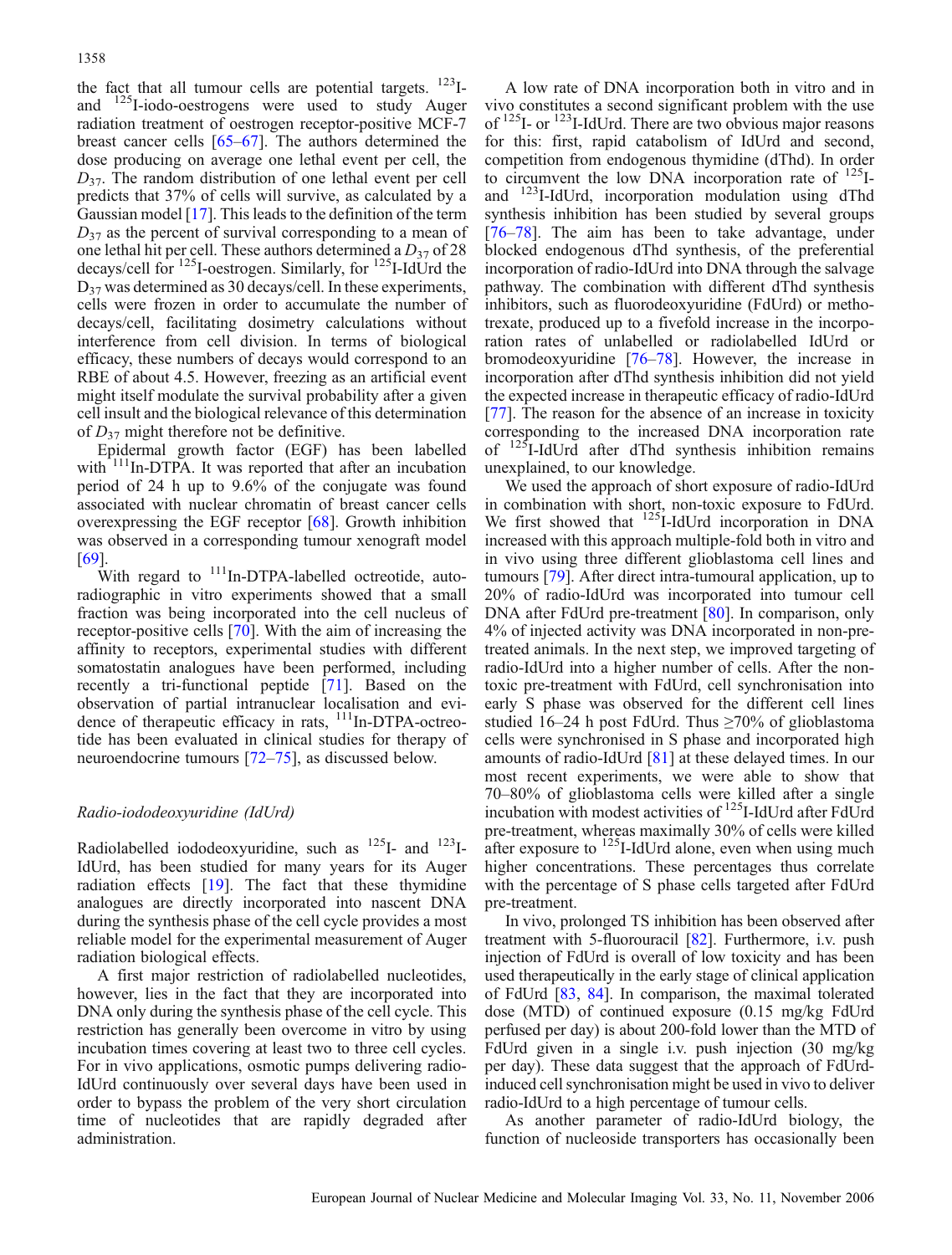the fact that all tumour cells are potential targets. $^{123}$I- and $^{125}$I-iodo-oestrogens were used to study Auger radiation treatment of oestrogen receptor-positive MCF-7 breast cancer cells [65–67]. The authors determined the dose producing on average one lethal event per cell, the $D_{37}$. The random distribution of one lethal event per cell predicts that 37% of cells will survive, as calculated by a Gaussian model [17]. This leads to the definition of the term $D_{37}$ as the percent of survival corresponding to a mean of one lethal hit per cell. These authors determined a $D_{37}$ of 28 decays/cell for $^{125}$I-oestrogen. Similarly, for $^{125}$I-IdUrd the $D_{37}$ was determined as 30 decays/cell. In these experiments, cells were frozen in order to accumulate the number of decays/cell, facilitating dosimetry calculations without interference from cell division. In terms of biological efficacy, these numbers of decays would correspond to an RBE of about 4.5. However, freezing as an artificial event might itself modulate the survival probability after a given cell insult and the biological relevance of this determination of $D_{37}$ might therefore not be definitive.

Epidermal growth factor (EGF) has been labelled with $^{111}$In-DTPA. It was reported that after an incubation period of 24 h up to 9.6% of the conjugate was found associated with nuclear chromatin of breast cancer cells overexpressing the EGF receptor [68]. Growth inhibition was observed in a corresponding tumour xenograft model [69].

With regard to $^{111}$In-DTPA-labelled octreotide, autoradiographic in vitro experiments showed that a small fraction was being incorporated into the cell nucleus of receptor-positive cells [70]. With the aim of increasing the affinity to receptors, experimental studies with different somatostatin analogues have been performed, including recently a tri-functional peptide [71]. Based on the observation of partial intranuclear localisation and evidence of therapeutic efficacy in rats, $^{111}$In-DTPA-octreotide has been evaluated in clinical studies for therapy of neuroendocrine tumours [72–75], as discussed below.

### *Radio-iododeoxyuridine (IdUrd)*

Radiolabelled iododeoxyuridine, such as $^{125}$I- and $^{123}$I-IdUrd, has been studied for many years for its Auger radiation effects [19]. The fact that these thymidine analogues are directly incorporated into nascent DNA during the synthesis phase of the cell cycle provides a most reliable model for the experimental measurement of Auger radiation biological effects.

A first major restriction of radiolabelled nucleotides, however, lies in the fact that they are incorporated into DNA only during the synthesis phase of the cell cycle. This restriction has generally been overcome in vitro by using incubation times covering at least two to three cell cycles. For in vivo applications, osmotic pumps delivering radio-IdUrd continuously over several days have been used in order to bypass the problem of the very short circulation time of nucleotides that are rapidly degraded after administration.

A low rate of DNA incorporation both in vitro and in vivo constitutes a second significant problem with the use of $^{125}$I- or $^{123}$I-IdUrd. There are two obvious major reasons for this: first, rapid catabolism of IdUrd and second, competition from endogenous thymidine (dThd). In order to circumvent the low DNA incorporation rate of $^{125}$I- and $^{123}$I-IdUrd, incorporation modulation using dThd synthesis inhibition has been studied by several groups [76–78]. The aim has been to take advantage, under blocked endogenous dThd synthesis, of the preferential incorporation of radio-IdUrd into DNA through the salvage pathway. The combination with different dThd synthesis inhibitors, such as fluorodeoxyuridine (FdUrd) or methotrexate, produced up to a fivefold increase in the incorporation rates of unlabelled or radiolabelled IdUrd or bromodeoxyuridine [76–78]. However, the increase in incorporation after dThd synthesis inhibition did not yield the expected increase in therapeutic efficacy of radio-IdUrd [77]. The reason for the absence of an increase in toxicity corresponding to the increased DNA incorporation rate of $^{125}$I-IdUrd after dThd synthesis inhibition remains unexplained, to our knowledge.

We used the approach of short exposure of radio-IdUrd in combination with short, non-toxic exposure to FdUrd. We first showed that $^{125}$I-IdUrd incorporation in DNA increased with this approach multiple-fold both in vitro and in vivo using three different glioblastoma cell lines and tumours [79]. After direct intra-tumoural application, up to 20% of radio-IdUrd was incorporated into tumour cell DNA after FdUrd pre-treatment [80]. In comparison, only 4% of injected activity was DNA incorporated in non-pre-treated animals. In the next step, we improved targeting of radio-IdUrd into a higher number of cells. After the non-toxic pre-treatment with FdUrd, cell synchronisation into early S phase was observed for the different cell lines studied 16–24 h post FdUrd. Thus ≥70% of glioblastoma cells were synchronised in S phase and incorporated high amounts of radio-IdUrd [81] at these delayed times. In our most recent experiments, we were able to show that 70–80% of glioblastoma cells were killed after a single incubation with modest activities of $^{125}$I-IdUrd after FdUrd pre-treatment, whereas maximally 30% of cells were killed after exposure to $^{125}$I-IdUrd alone, even when using much higher concentrations. These percentages thus correlate with the percentage of S phase cells targeted after FdUrd pre-treatment.

In vivo, prolonged TS inhibition has been observed after treatment with 5-fluorouracil [82]. Furthermore, i.v. push injection of FdUrd is overall of low toxicity and has been used therapeutically in the early stage of clinical application of FdUrd [83, 84]. In comparison, the maximal tolerated dose (MTD) of continued exposure (0.15 mg/kg FdUrd perfused per day) is about 200-fold lower than the MTD of FdUrd given in a single i.v. push injection (30 mg/kg per day). These data suggest that the approach of FdUrd-induced cell synchronisation might be used in vivo to deliver radio-IdUrd to a high percentage of tumour cells.

As another parameter of radio-IdUrd biology, the function of nucleoside transporters has occasionally been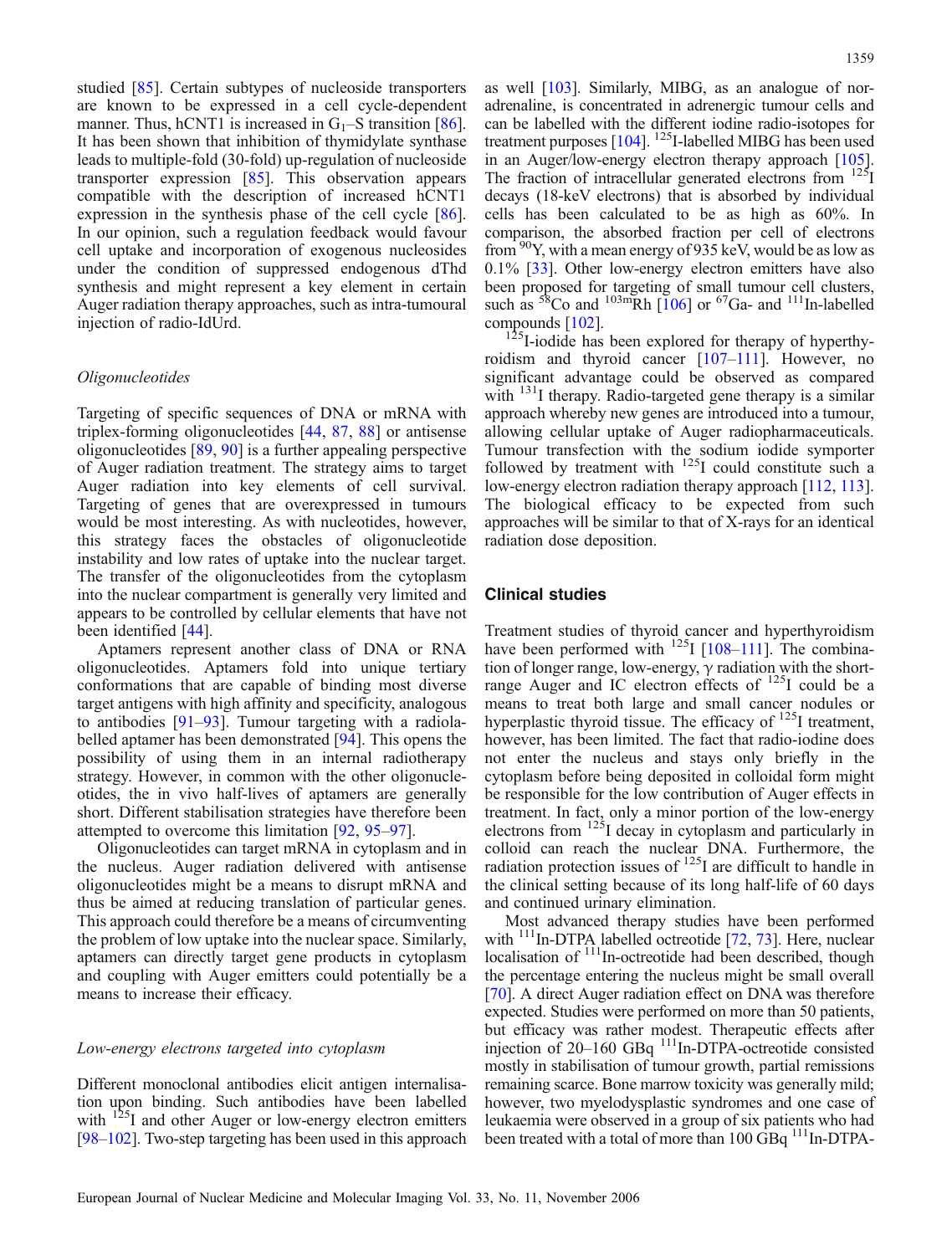studied [85]. Certain subtypes of nucleoside transporters are known to be expressed in a cell cycle-dependent manner. Thus, hCNT1 is increased in $G_1$–S transition [86]. It has been shown that inhibition of thymidylate synthase leads to multiple-fold (30-fold) up-regulation of nucleoside transporter expression [85]. This observation appears compatible with the description of increased hCNT1 expression in the synthesis phase of the cell cycle [86]. In our opinion, such a regulation feedback would favour cell uptake and incorporation of exogenous nucleosides under the condition of suppressed endogenous dThd synthesis and might represent a key element in certain Auger radiation therapy approaches, such as intra-tumoural injection of radio-IdUrd.

### *Oligonucleotides*

Targeting of specific sequences of DNA or mRNA with triplex-forming oligonucleotides [44, 87, 88] or antisense oligonucleotides [89, 90] is a further appealing perspective of Auger radiation treatment. The strategy aims to target Auger radiation into key elements of cell survival. Targeting of genes that are overexpressed in tumours would be most interesting. As with nucleotides, however, this strategy faces the obstacles of oligonucleotide instability and low rates of uptake into the nuclear target. The transfer of the oligonucleotides from the cytoplasm into the nuclear compartment is generally very limited and appears to be controlled by cellular elements that have not been identified [44].

Aptamers represent another class of DNA or RNA oligonucleotides. Aptamers fold into unique tertiary conformations that are capable of binding most diverse target antigens with high affinity and specificity, analogous to antibodies [91–93]. Tumour targeting with a radiolabelled aptamer has been demonstrated [94]. This opens the possibility of using them in an internal radiotherapy strategy. However, in common with the other oligonucleotides, the in vivo half-lives of aptamers are generally short. Different stabilisation strategies have therefore been attempted to overcome this limitation [92, 95–97].

Oligonucleotides can target mRNA in cytoplasm and in the nucleus. Auger radiation delivered with antisense oligonucleotides might be a means to disrupt mRNA and thus be aimed at reducing translation of particular genes. This approach could therefore be a means of circumventing the problem of low uptake into the nuclear space. Similarly, aptamers can directly target gene products in cytoplasm and coupling with Auger emitters could potentially be a means to increase their efficacy.

### *Low-energy electrons targeted into cytoplasm*

Different monoclonal antibodies elicit antigen internalisation upon binding. Such antibodies have been labelled with $^{125}$I and other Auger or low-energy electron emitters [98–102]. Two-step targeting has been used in this approach as well [103]. Similarly, MIBG, as an analogue of noradrenaline, is concentrated in adrenergic tumour cells and can be labelled with the different iodine radio-isotopes for treatment purposes [104]. $^{125}$I-labelled MIBG has been used in an Auger/low-energy electron therapy approach [105]. The fraction of intracellular generated electrons from $^{125}$I decays (18-keV electrons) that is absorbed by individual cells has been calculated to be as high as 60%. In comparison, the absorbed fraction per cell of electrons from $^{90}$Y, with a mean energy of 935 keV, would be as low as 0.1% [33]. Other low-energy electron emitters have also been proposed for targeting of small tumour cell clusters, such as $^{58}$Co and $^{103m}$Rh [106] or $^{67}$Ga- and $^{111}$In-labelled compounds [102].

$^{125}$I-iodide has been explored for therapy of hyperthyroidism and thyroid cancer [107–111]. However, no significant advantage could be observed as compared with $^{131}$I therapy. Radio-targeted gene therapy is a similar approach whereby new genes are introduced into a tumour, allowing cellular uptake of Auger radiopharmaceuticals. Tumour transfection with the sodium iodide symporter followed by treatment with $^{125}$I could constitute such a low-energy electron radiation therapy approach [112, 113]. The biological efficacy to be expected from such approaches will be similar to that of X-rays for an identical radiation dose deposition.

## Clinical studies

Treatment studies of thyroid cancer and hyperthyroidism have been performed with $^{125}$I [108–111]. The combination of longer range, low-energy, γ radiation with the short-range Auger and IC electron effects of $^{125}$I could be a means to treat both large and small cancer nodules or hyperplastic thyroid tissue. The efficacy of $^{125}$I treatment, however, has been limited. The fact that radio-iodine does not enter the nucleus and stays only briefly in the cytoplasm before being deposited in colloidal form might be responsible for the low contribution of Auger effects in treatment. In fact, only a minor portion of the low-energy electrons from $^{125}$I decay in cytoplasm and particularly in colloid can reach the nuclear DNA. Furthermore, the radiation protection issues of $^{125}$I are difficult to handle in the clinical setting because of its long half-life of 60 days and continued urinary elimination.

Most advanced therapy studies have been performed with $^{111}$In-DTPA labelled octreotide [72, 73]. Here, nuclear localisation of $^{111}$In-octreotide had been described, though the percentage entering the nucleus might be small overall [70]. A direct Auger radiation effect on DNA was therefore expected. Studies were performed on more than 50 patients, but efficacy was rather modest. Therapeutic effects after injection of 20–160 GBq $^{111}$In-DTPA-octreotide consisted mostly in stabilisation of tumour growth, partial remissions remaining scarce. Bone marrow toxicity was generally mild; however, two myelodysplastic syndromes and one case of leukaemia were observed in a group of six patients who had been treated with a total of more than 100 GBq $^{111}$In-DTPA-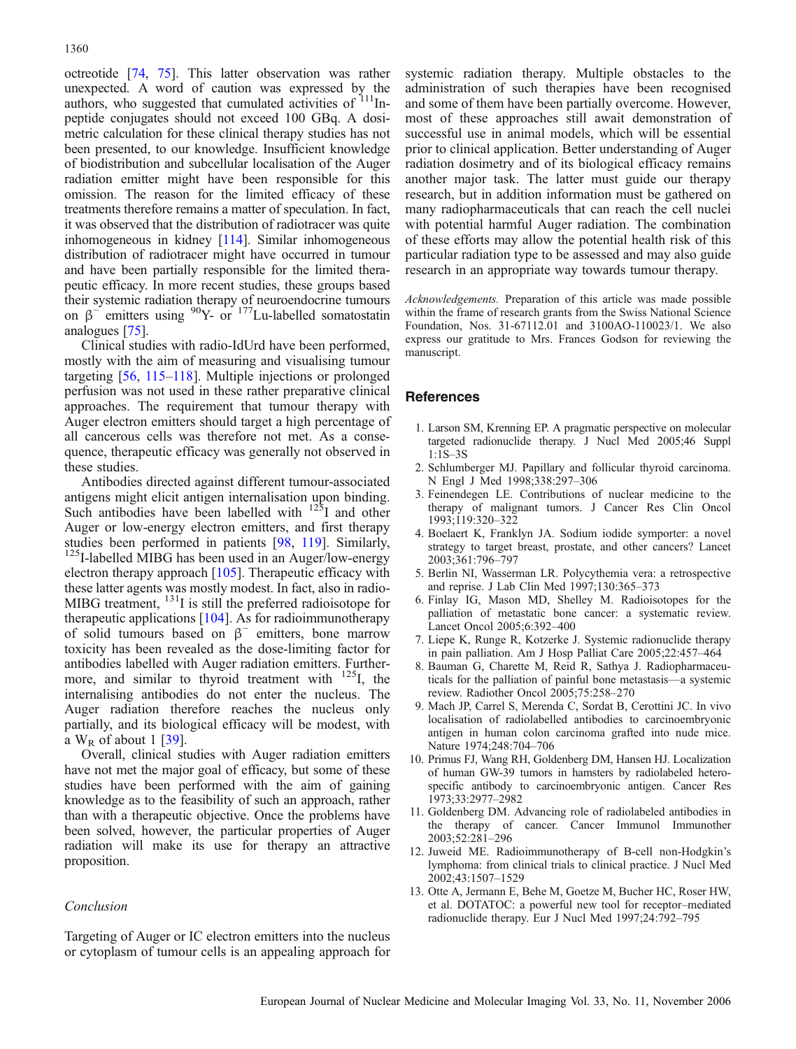octreotide [74, 75]. This latter observation was rather unexpected. A word of caution was expressed by the authors, who suggested that cumulated activities of $^{111}$In-peptide conjugates should not exceed 100 GBq. A dosimetric calculation for these clinical therapy studies has not been presented, to our knowledge. Insufficient knowledge of biodistribution and subcellular localisation of the Auger radiation emitter might have been responsible for this omission. The reason for the limited efficacy of these treatments therefore remains a matter of speculation. In fact, it was observed that the distribution of radiotracer was quite inhomogeneous in kidney [114]. Similar inhomogeneous distribution of radiotracer might have occurred in tumour and have been partially responsible for the limited therapeutic efficacy. In more recent studies, these groups based their systemic radiation therapy of neuroendocrine tumours on $\beta^-$ emitters using $^{90}$Y- or $^{177}$Lu-labelled somatostatin analogues [75].

Clinical studies with radio-IdUrd have been performed, mostly with the aim of measuring and visualising tumour targeting [56, 115–118]. Multiple injections or prolonged perfusion was not used in these rather preparative clinical approaches. The requirement that tumour therapy with Auger electron emitters should target a high percentage of all cancerous cells was therefore not met. As a consequence, therapeutic efficacy was generally not observed in these studies.

Antibodies directed against different tumour-associated antigens might elicit antigen internalisation upon binding. Such antibodies have been labelled with $^{125}$I and other Auger or low-energy electron emitters, and first therapy studies been performed in patients [98, 119]. Similarly, $^{125}$I-labelled MIBG has been used in an Auger/low-energy electron therapy approach [105]. Therapeutic efficacy with these latter agents was mostly modest. In fact, also in radio-MIBG treatment, $^{131}$I is still the preferred radioisotope for therapeutic applications [104]. As for radioimmunotherapy of solid tumours based on $\beta^-$ emitters, bone marrow toxicity has been revealed as the dose-limiting factor for antibodies labelled with Auger radiation emitters. Furthermore, and similar to thyroid treatment with $^{125}$I, the internalising antibodies do not enter the nucleus. The Auger radiation therefore reaches the nucleus only partially, and its biological efficacy will be modest, with a $W_R$ of about 1 [39].

Overall, clinical studies with Auger radiation emitters have not met the major goal of efficacy, but some of these studies have been performed with the aim of gaining knowledge as to the feasibility of such an approach, rather than with a therapeutic objective. Once the problems have been solved, however, the particular properties of Auger radiation will make its use for therapy an attractive proposition.

### *Conclusion*

Targeting of Auger or IC electron emitters into the nucleus or cytoplasm of tumour cells is an appealing approach for systemic radiation therapy. Multiple obstacles to the administration of such therapies have been recognised and some of them have been partially overcome. However, most of these approaches still await demonstration of successful use in animal models, which will be essential prior to clinical application. Better understanding of Auger radiation dosimetry and of its biological efficacy remains another major task. The latter must guide our therapy research, but in addition information must be gathered on many radiopharmaceuticals that can reach the cell nuclei with potential harmful Auger radiation. The combination of these efforts may allow the potential health risk of this particular radiation type to be assessed and may also guide research in an appropriate way towards tumour therapy.

*Acknowledgements.* Preparation of this article was made possible within the frame of research grants from the Swiss National Science Foundation, Nos. 31-67112.01 and 3100AO-110023/1. We also express our gratitude to Mrs. Frances Godson for reviewing the manuscript.

## References

1. Larson SM, Krenning EP. A pragmatic perspective on molecular targeted radionuclide therapy. J Nucl Med 2005;46 Suppl 1:1S–3S
2. Schlumberger MJ. Papillary and follicular thyroid carcinoma. N Engl J Med 1998;338:297–306
3. Feinendegen LE. Contributions of nuclear medicine to the therapy of malignant tumors. J Cancer Res Clin Oncol 1993;119:320–322
4. Boelaert K, Franklyn JA. Sodium iodide symporter: a novel strategy to target breast, prostate, and other cancers? Lancet 2003;361:796–797
5. Berlin NI, Wasserman LR. Polycythemia vera: a retrospective and reprise. J Lab Clin Med 1997;130:365–373
6. Finlay IG, Mason MD, Shelley M. Radioisotopes for the palliation of metastatic bone cancer: a systematic review. Lancet Oncol 2005;6:392–400
7. Liepe K, Runge R, Kotzerke J. Systemic radionuclide therapy in pain palliation. Am J Hosp Palliat Care 2005;22:457–464
8. Bauman G, Charette M, Reid R, Sathya J. Radiopharmaceuticals for the palliation of painful bone metastasis—a systemic review. Radiother Oncol 2005;75:258–270
9. Mach JP, Carrel S, Merenda C, Sordat B, Cerottini JC. In vivo localisation of radiolabelled antibodies to carcinoembryonic antigen in human colon carcinoma grafted into nude mice. Nature 1974;248:704–706
10. Primus FJ, Wang RH, Goldenberg DM, Hansen HJ. Localization of human GW-39 tumors in hamsters by radiolabeled heterospecific antibody to carcinoembryonic antigen. Cancer Res 1973;33:2977–2982
11. Goldenberg DM. Advancing role of radiolabeled antibodies in the therapy of cancer. Cancer Immunol Immunother 2003;52:281–296
12. Juweid ME. Radioimmunotherapy of B-cell non-Hodgkin's lymphoma: from clinical trials to clinical practice. J Nucl Med 2002;43:1507–1529
13. Otte A, Jermann E, Behe M, Goetze M, Bucher HC, Roser HW, et al. DOTATOC: a powerful new tool for receptor–mediated radionuclide therapy. Eur J Nucl Med 1997;24:792–795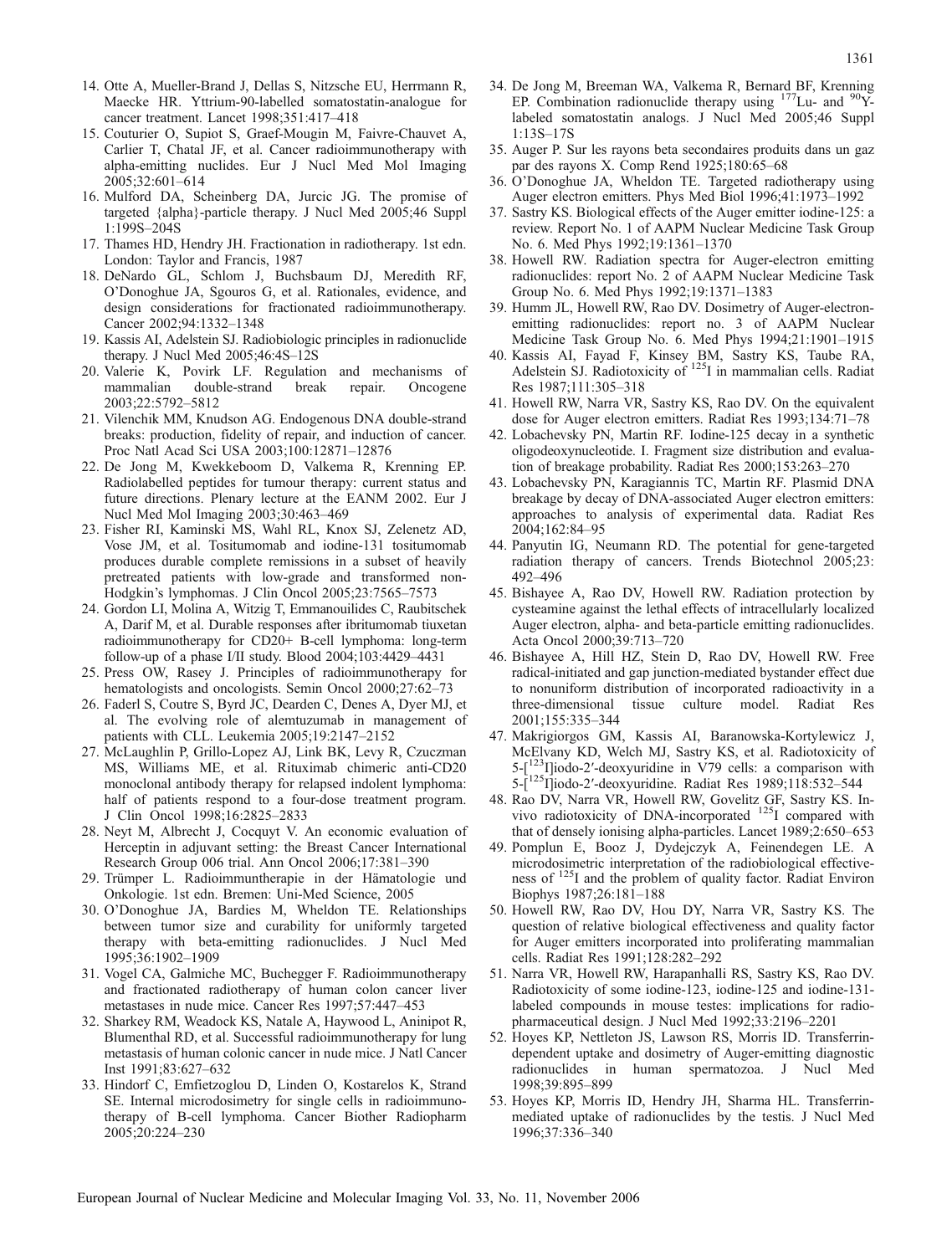14. Otte A, Mueller-Brand J, Dellas S, Nitzsche EU, Herrmann R, Maecke HR. Yttrium-90-labelled somatostatin-analogue for cancer treatment. Lancet 1998;351:417–418
15. Couturier O, Supiot S, Graef-Mougin M, Faivre-Chauvet A, Carlier T, Chatal JF, et al. Cancer radioimmunotherapy with alpha-emitting nuclides. Eur J Nucl Med Mol Imaging 2005;32:601–614
16. Mulford DA, Scheinberg DA, Jurcic JG. The promise of targeted {alpha}-particle therapy. J Nucl Med 2005;46 Suppl 1:199S–204S
17. Thames HD, Hendry JH. Fractionation in radiotherapy. 1st edn. London: Taylor and Francis, 1987
18. DeNardo GL, Schlom J, Buchsbaum DJ, Meredith RF, O'Donoghue JA, Sgouros G, et al. Rationales, evidence, and design considerations for fractionated radioimmunotherapy. Cancer 2002;94:1332–1348
19. Kassis AI, Adelstein SJ. Radiobiologic principles in radionuclide therapy. J Nucl Med 2005;46:4S–12S
20. Valerie K, Povirk LF. Regulation and mechanisms of mammalian double-strand break repair. Oncogene 2003;22:5792–5812
21. Vilenchik MM, Knudson AG. Endogenous DNA double-strand breaks: production, fidelity of repair, and induction of cancer. Proc Natl Acad Sci USA 2003;100:12871–12876
22. De Jong M, Kwekkeboom D, Valkema R, Krenning EP. Radiolabelled peptides for tumour therapy: current status and future directions. Plenary lecture at the EANM 2002. Eur J Nucl Med Mol Imaging 2003;30:463–469
23. Fisher RI, Kaminski MS, Wahl RL, Knox SJ, Zelenetz AD, Vose JM, et al. Tositumomab and iodine-131 tositumomab produces durable complete remissions in a subset of heavily pretreated patients with low-grade and transformed non-Hodgkin's lymphomas. J Clin Oncol 2005;23:7565–7573
24. Gordon LI, Molina A, Witzig T, Emmanouilides C, Raubitschek A, Darif M, et al. Durable responses after ibritumomab tiuxetan radioimmunotherapy for CD20+ B-cell lymphoma: long-term follow-up of a phase I/II study. Blood 2004;103:4429–4431
25. Press OW, Rasey J. Principles of radioimmunotherapy for hematologists and oncologists. Semin Oncol 2000;27:62–73
26. Faderl S, Coutre S, Byrd JC, Dearden C, Denes A, Dyer MJ, et al. The evolving role of alemtuzumab in management of patients with CLL. Leukemia 2005;19:2147–2152
27. McLaughlin P, Grillo-Lopez AJ, Link BK, Levy R, Czuczman MS, Williams ME, et al. Rituximab chimeric anti-CD20 monoclonal antibody therapy for relapsed indolent lymphoma: half of patients respond to a four-dose treatment program. J Clin Oncol 1998;16:2825–2833
28. Neyt M, Albrecht J, Cocquyt V. An economic evaluation of Herceptin in adjuvant setting: the Breast Cancer International Research Group 006 trial. Ann Oncol 2006;17:381–390
29. Trümper L. Radioimmuntherapie in der Hämatologie und Onkologie. 1st edn. Bremen: Uni-Med Science, 2005
30. O'Donoghue JA, Bardies M, Wheldon TE. Relationships between tumor size and curability for uniformly targeted therapy with beta-emitting radionuclides. J Nucl Med 1995;36:1902–1909
31. Vogel CA, Galmiche MC, Buchegger F. Radioimmunotherapy and fractionated radiotherapy of human colon cancer liver metastases in nude mice. Cancer Res 1997;57:447–453
32. Sharkey RM, Weadock KS, Natale A, Haywood L, Aninipot R, Blumenthal RD, et al. Successful radioimmunotherapy for lung metastasis of human colonic cancer in nude mice. J Natl Cancer Inst 1991;83:627–632
33. Hindorf C, Emfietzoglou D, Linden O, Kostarelos K, Strand SE. Internal microdosimetry for single cells in radioimmunotherapy of B-cell lymphoma. Cancer Biother Radiopharm 2005;20:224–230
34. De Jong M, Breeman WA, Valkema R, Bernard BF, Krenning EP. Combination radionuclide therapy using $^{177}$Lu- and $^{90}$Y-labeled somatostatin analogs. J Nucl Med 2005;46 Suppl 1:13S–17S
35. Auger P. Sur les rayons beta secondaires produits dans un gaz par des rayons X. Comp Rend 1925;180:65–68
36. O'Donoghue JA, Wheldon TE. Targeted radiotherapy using Auger electron emitters. Phys Med Biol 1996;41:1973–1992
37. Sastry KS. Biological effects of the Auger emitter iodine-125: a review. Report No. 1 of AAPM Nuclear Medicine Task Group No. 6. Med Phys 1992;19:1361–1370
38. Howell RW. Radiation spectra for Auger-electron emitting radionuclides: report No. 2 of AAPM Nuclear Medicine Task Group No. 6. Med Phys 1992;19:1371–1383
39. Humm JL, Howell RW, Rao DV. Dosimetry of Auger-electron-emitting radionuclides: report no. 3 of AAPM Nuclear Medicine Task Group No. 6. Med Phys 1994;21:1901–1915
40. Kassis AI, Fayad F, Kinsey BM, Sastry KS, Taube RA, Adelstein SJ. Radiotoxicity of $^{125}$I in mammalian cells. Radiat Res 1987;111:305–318
41. Howell RW, Narra VR, Sastry KS, Rao DV. On the equivalent dose for Auger electron emitters. Radiat Res 1993;134:71–78
42. Lobachevsky PN, Martin RF. Iodine-125 decay in a synthetic oligodeoxynucleotide. I. Fragment size distribution and evaluation of breakage probability. Radiat Res 2000;153:263–270
43. Lobachevsky PN, Karagiannis TC, Martin RF. Plasmid DNA breakage by decay of DNA-associated Auger electron emitters: approaches to analysis of experimental data. Radiat Res 2004;162:84–95
44. Panyutin IG, Neumann RD. The potential for gene-targeted radiation therapy of cancers. Trends Biotechnol 2005;23:492–496
45. Bishayee A, Rao DV, Howell RW. Radiation protection by cysteamine against the lethal effects of intracellularly localized Auger electron, alpha- and beta-particle emitting radionuclides. Acta Oncol 2000;39:713–720
46. Bishayee A, Hill HZ, Stein D, Rao DV, Howell RW. Free radical-initiated and gap junction-mediated bystander effect due to nonuniform distribution of incorporated radioactivity in a three-dimensional tissue culture model. Radiat Res 2001;155:335–344
47. Makrigiorgos GM, Kassis AI, Baranowska-Kortylewicz J, McElvany KD, Welch MJ, Sastry KS, et al. Radiotoxicity of 5-[$^{123}$I]iodo-2′-deoxyuridine in V79 cells: a comparison with 5-[$^{125}$I]iodo-2′-deoxyuridine. Radiat Res 1989;118:532–544
48. Rao DV, Narra VR, Howell RW, Govelitz GF, Sastry KS. In-vivo radiotoxicity of DNA-incorporated $^{125}$I compared with that of densely ionising alpha-particles. Lancet 1989;2:650–653
49. Pomplun E, Booz J, Dydejczyk A, Feinendegen LE. A microdosimetric interpretation of the radiobiological effectiveness of $^{125}$I and the problem of quality factor. Radiat Environ Biophys 1987;26:181–188
50. Howell RW, Rao DV, Hou DY, Narra VR, Sastry KS. The question of relative biological effectiveness and quality factor for Auger emitters incorporated into proliferating mammalian cells. Radiat Res 1991;128:282–292
51. Narra VR, Howell RW, Harapanhalli RS, Sastry KS, Rao DV. Radiotoxicity of some iodine-123, iodine-125 and iodine-131-labeled compounds in mouse testes: implications for radiopharmaceutical design. J Nucl Med 1992;33:2196–2201
52. Hoyes KP, Nettleton JS, Lawson RS, Morris ID. Transferrin-dependent uptake and dosimetry of Auger-emitting diagnostic radionuclides in human spermatozoa. J Nucl Med 1998;39:895–899
53. Hoyes KP, Morris ID, Hendry JH, Sharma HL. Transferrin-mediated uptake of radionuclides by the testis. J Nucl Med 1996;37:336–340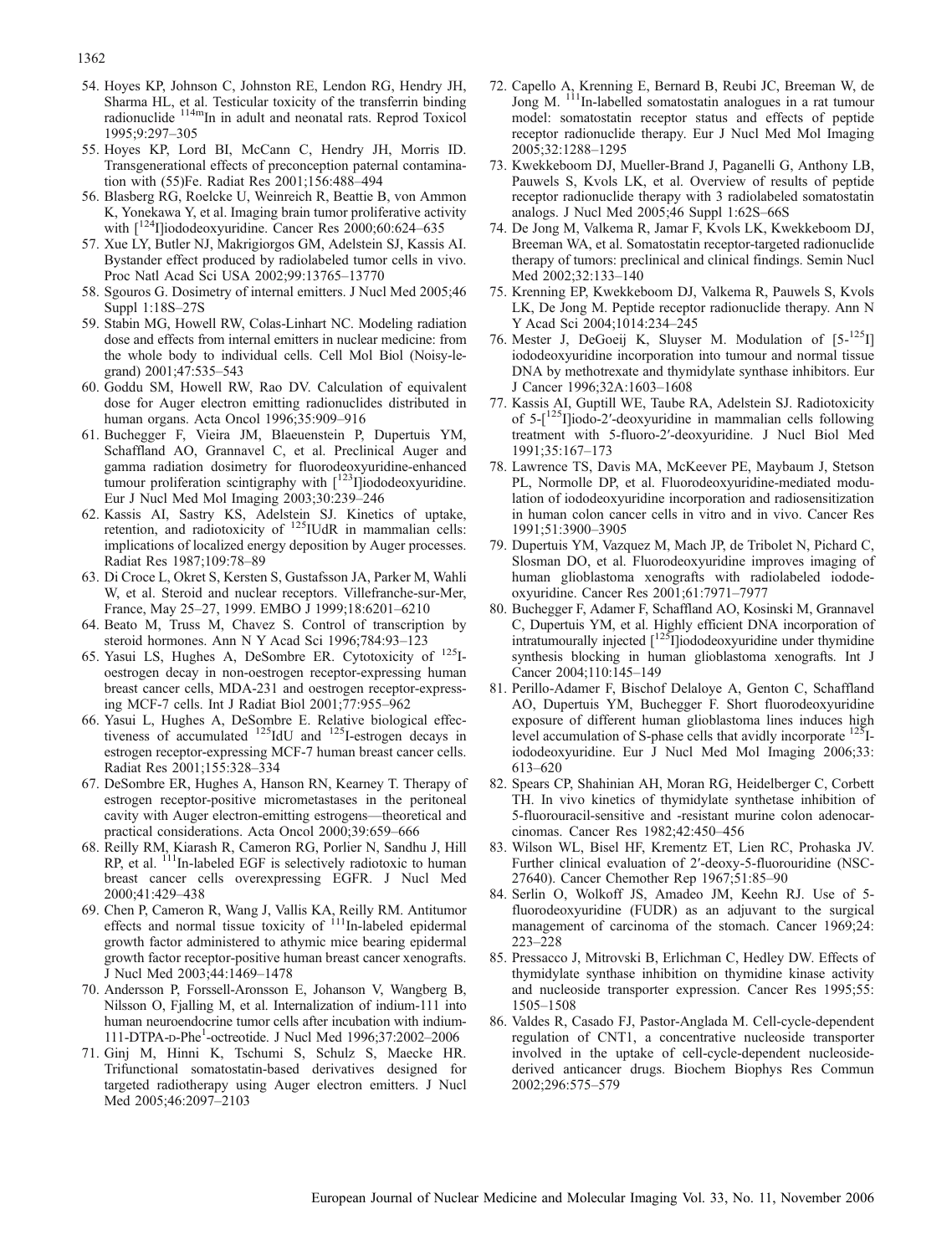54. Hoyes KP, Johnson C, Johnston RE, Lendon RG, Hendry JH, Sharma HL, et al. Testicular toxicity of the transferrin binding radionuclide $^{114m}$In in adult and neonatal rats. Reprod Toxicol 1995;9:297–305
55. Hoyes KP, Lord BI, McCann C, Hendry JH, Morris ID. Transgenerational effects of preconception paternal contamination with (55)Fe. Radiat Res 2001;156:488–494
56. Blasberg RG, Roelcke U, Weinreich R, Beattie B, von Ammon K, Yonekawa Y, et al. Imaging brain tumor proliferative activity with [$^{124}$I]iododeoxyuridine. Cancer Res 2000;60:624–635
57. Xue LY, Butler NJ, Makrigiorgos GM, Adelstein SJ, Kassis AI. Bystander effect produced by radiolabeled tumor cells in vivo. Proc Natl Acad Sci USA 2002;99:13765–13770
58. Sgouros G. Dosimetry of internal emitters. J Nucl Med 2005;46 Suppl 1:18S–27S
59. Stabin MG, Howell RW, Colas-Linhart NC. Modeling radiation dose and effects from internal emitters in nuclear medicine: from the whole body to individual cells. Cell Mol Biol (Noisy-le-grand) 2001;47:535–543
60. Goddu SM, Howell RW, Rao DV. Calculation of equivalent dose for Auger electron emitting radionuclides distributed in human organs. Acta Oncol 1996;35:909–916
61. Buchegger F, Vieira JM, Blaeuenstein P, Dupertuis YM, Schaffland AO, Grannavel C, et al. Preclinical Auger and gamma radiation dosimetry for fluorodeoxyuridine-enhanced tumour proliferation scintigraphy with [$^{123}$I]iododeoxyuridine. Eur J Nucl Med Mol Imaging 2003;30:239–246
62. Kassis AI, Sastry KS, Adelstein SJ. Kinetics of uptake, retention, and radiotoxicity of $^{125}$IUdR in mammalian cells: implications of localized energy deposition by Auger processes. Radiat Res 1987;109:78–89
63. Di Croce L, Okret S, Kersten S, Gustafsson JA, Parker M, Wahli W, et al. Steroid and nuclear receptors. Villefranche-sur-Mer, France, May 25–27, 1999. EMBO J 1999;18:6201–6210
64. Beato M, Truss M, Chavez S. Control of transcription by steroid hormones. Ann N Y Acad Sci 1996;784:93–123
65. Yasui LS, Hughes A, DeSombre ER. Cytotoxicity of $^{125}$I-oestrogen decay in non-oestrogen receptor-expressing human breast cancer cells, MDA-231 and oestrogen receptor-expressing MCF-7 cells. Int J Radiat Biol 2001;77:955–962
66. Yasui L, Hughes A, DeSombre E. Relative biological effectiveness of accumulated $^{125}$IdU and $^{125}$I-estrogen decays in estrogen receptor-expressing MCF-7 human breast cancer cells. Radiat Res 2001;155:328–334
67. DeSombre ER, Hughes A, Hanson RN, Kearney T. Therapy of estrogen receptor-positive micrometastases in the peritoneal cavity with Auger electron-emitting estrogens—theoretical and practical considerations. Acta Oncol 2000;39:659–666
68. Reilly RM, Kiarash R, Cameron RG, Porlier N, Sandhu J, Hill RP, et al. $^{111}$In-labeled EGF is selectively radiotoxic to human breast cancer cells overexpressing EGFR. J Nucl Med 2000;41:429–438
69. Chen P, Cameron R, Wang J, Vallis KA, Reilly RM. Antitumor effects and normal tissue toxicity of $^{111}$In-labeled epidermal growth factor administered to athymic mice bearing epidermal growth factor receptor-positive human breast cancer xenografts. J Nucl Med 2003;44:1469–1478
70. Andersson P, Forssell-Aronsson E, Johanson V, Wangberg B, Nilsson O, Fjalling M, et al. Internalization of indium-111 into human neuroendocrine tumor cells after incubation with indium-111-DTPA-D-Phe[1]-octreotide. J Nucl Med 1996;37:2002–2006
71. Ginj M, Hinni K, Tschumi S, Schulz S, Maecke HR. Trifunctional somatostatin-based derivatives designed for targeted radiotherapy using Auger electron emitters. J Nucl Med 2005;46:2097–2103
72. Capello A, Krenning E, Bernard B, Reubi JC, Breeman W, de Jong M. $^{111}$In-labelled somatostatin analogues in a rat tumour model: somatostatin receptor status and effects of peptide receptor radionuclide therapy. Eur J Nucl Med Mol Imaging 2005;32:1288–1295
73. Kwekkeboom DJ, Mueller-Brand J, Paganelli G, Anthony LB, Pauwels S, Kvols LK, et al. Overview of results of peptide receptor radionuclide therapy with 3 radiolabeled somatostatin analogs. J Nucl Med 2005;46 Suppl 1:62S–66S
74. De Jong M, Valkema R, Jamar F, Kvols LK, Kwekkeboom DJ, Breeman WA, et al. Somatostatin receptor-targeted radionuclide therapy of tumors: preclinical and clinical findings. Semin Nucl Med 2002;32:133–140
75. Krenning EP, Kwekkeboom DJ, Valkema R, Pauwels S, Kvols LK, De Jong M. Peptide receptor radionuclide therapy. Ann N Y Acad Sci 2004;1014:234–245
76. Mester J, DeGoeij K, Sluyser M. Modulation of [5-$^{125}$I] iododeoxyuridine incorporation into tumour and normal tissue DNA by methotrexate and thymidylate synthase inhibitors. Eur J Cancer 1996;32A:1603–1608
77. Kassis AI, Guptill WE, Taube RA, Adelstein SJ. Radiotoxicity of 5-[$^{125}$I]iodo-2′-deoxyuridine in mammalian cells following treatment with 5-fluoro-2′-deoxyuridine. J Nucl Biol Med 1991;35:167–173
78. Lawrence TS, Davis MA, McKeever PE, Maybaum J, Stetson PL, Normolle DP, et al. Fluorodeoxyuridine-mediated modulation of iododeoxyuridine incorporation and radiosensitization in human colon cancer cells in vitro and in vivo. Cancer Res 1991;51:3900–3905
79. Dupertuis YM, Vazquez M, Mach JP, de Tribolet N, Pichard C, Slosman DO, et al. Fluorodeoxyuridine improves imaging of human glioblastoma xenografts with radiolabeled iododeoxyuridine. Cancer Res 2001;61:7971–7977
80. Buchegger F, Adamer F, Schaffland AO, Kosinski M, Grannavel C, Dupertuis YM, et al. Highly efficient DNA incorporation of intratumourally injected [$^{125}$I]iododeoxyuridine under thymidine synthesis blocking in human glioblastoma xenografts. Int J Cancer 2004;110:145–149
81. Perillo-Adamer F, Bischof Delaloye A, Genton C, Schaffland AO, Dupertuis YM, Buchegger F. Short fluorodeoxyuridine exposure of different human glioblastoma lines induces high level accumulation of S-phase cells that avidly incorporate $^{125}$I-iododeoxyuridine. Eur J Nucl Med Mol Imaging 2006;33: 613–620
82. Spears CP, Shahinian AH, Moran RG, Heidelberger C, Corbett TH. In vivo kinetics of thymidylate synthetase inhibition of 5-fluorouracil-sensitive and -resistant murine colon adenocarcinomas. Cancer Res 1982;42:450–456
83. Wilson WL, Bisel HF, Krementz ET, Lien RC, Prohaska JV. Further clinical evaluation of 2′-deoxy-5-fluorouridine (NSC-27640). Cancer Chemother Rep 1967;51:85–90
84. Serlin O, Wolkoff JS, Amadeo JM, Keehn RJ. Use of 5-fluorodeoxyuridine (FUDR) as an adjuvant to the surgical management of carcinoma of the stomach. Cancer 1969;24: 223–228
85. Pressacco J, Mitrovski B, Erlichman C, Hedley DW. Effects of thymidylate synthase inhibition on thymidine kinase activity and nucleoside transporter expression. Cancer Res 1995;55: 1505–1508
86. Valdes R, Casado FJ, Pastor-Anglada M. Cell-cycle-dependent regulation of CNT1, a concentrative nucleoside transporter involved in the uptake of cell-cycle-dependent nucleoside-derived anticancer drugs. Biochem Biophys Res Commun 2002;296:575–579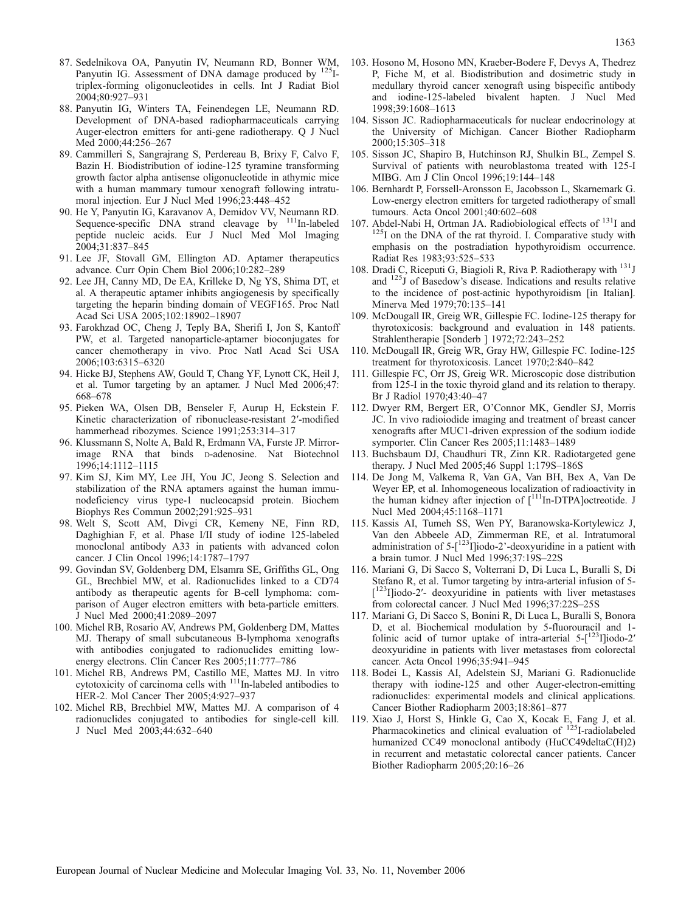87. Sedelnikova OA, Panyutin IV, Neumann RD, Bonner WM, Panyutin IG. Assessment of DNA damage produced by $^{125}$I-triplex-forming oligonucleotides in cells. Int J Radiat Biol 2004;80:927–931
88. Panyutin IG, Winters TA, Feinendegen LE, Neumann RD. Development of DNA-based radiopharmaceuticals carrying Auger-electron emitters for anti-gene radiotherapy. Q J Nucl Med 2000;44:256–267
89. Cammilleri S, Sangrajrang S, Perdereau B, Brixy F, Calvo F, Bazin H. Biodistribution of iodine-125 tyramine transforming growth factor alpha antisense oligonucleotide in athymic mice with a human mammary tumour xenograft following intratumoral injection. Eur J Nucl Med 1996;23:448–452
90. He Y, Panyutin IG, Karavanov A, Demidov VV, Neumann RD. Sequence-specific DNA strand cleavage by $^{111}$In-labeled peptide nucleic acids. Eur J Nucl Med Mol Imaging 2004;31:837–845
91. Lee JF, Stovall GM, Ellington AD. Aptamer therapeutics advance. Curr Opin Chem Biol 2006;10:282–289
92. Lee JH, Canny MD, De EA, Krilleke D, Ng YS, Shima DT, et al. A therapeutic aptamer inhibits angiogenesis by specifically targeting the heparin binding domain of VEGF165. Proc Natl Acad Sci USA 2005;102:18902–18907
93. Farokhzad OC, Cheng J, Teply BA, Sherifi I, Jon S, Kantoff PW, et al. Targeted nanoparticle-aptamer bioconjugates for cancer chemotherapy in vivo. Proc Natl Acad Sci USA 2006;103:6315–6320
94. Hicke BJ, Stephens AW, Gould T, Chang YF, Lynott CK, Heil J, et al. Tumor targeting by an aptamer. J Nucl Med 2006;47: 668–678
95. Pieken WA, Olsen DB, Benseler F, Aurup H, Eckstein F. Kinetic characterization of ribonuclease-resistant 2′-modified hammerhead ribozymes. Science 1991;253:314–317
96. Klussmann S, Nolte A, Bald R, Erdmann VA, Furste JP. Mirror-image RNA that binds D-adenosine. Nat Biotechnol 1996;14:1112–1115
97. Kim SJ, Kim MY, Lee JH, You JC, Jeong S. Selection and stabilization of the RNA aptamers against the human immunodeficiency virus type-1 nucleocapsid protein. Biochem Biophys Res Commun 2002;291:925–931
98. Welt S, Scott AM, Divgi CR, Kemeny NE, Finn RD, Daghighian F, et al. Phase I/II study of iodine 125-labeled monoclonal antibody A33 in patients with advanced colon cancer. J Clin Oncol 1996;14:1787–1797
99. Govindan SV, Goldenberg DM, Elsamra SE, Griffiths GL, Ong GL, Brechbiel MW, et al. Radionuclides linked to a CD74 antibody as therapeutic agents for B-cell lymphoma: comparison of Auger electron emitters with beta-particle emitters. J Nucl Med 2000;41:2089–2097
100. Michel RB, Rosario AV, Andrews PM, Goldenberg DM, Mattes MJ. Therapy of small subcutaneous B-lymphoma xenografts with antibodies conjugated to radionuclides emitting low-energy electrons. Clin Cancer Res 2005;11:777–786
101. Michel RB, Andrews PM, Castillo ME, Mattes MJ. In vitro cytotoxicity of carcinoma cells with $^{111}$In-labeled antibodies to HER-2. Mol Cancer Ther 2005;4:927–937
102. Michel RB, Brechbiel MW, Mattes MJ. A comparison of 4 radionuclides conjugated to antibodies for single-cell kill. J Nucl Med 2003;44:632–640
103. Hosono M, Hosono MN, Kraeber-Bodere F, Devys A, Thedrez P, Fiche M, et al. Biodistribution and dosimetric study in medullary thyroid cancer xenograft using bispecific antibody and iodine-125-labeled bivalent hapten. J Nucl Med 1998;39:1608–1613
104. Sisson JC. Radiopharmaceuticals for nuclear endocrinology at the University of Michigan. Cancer Biother Radiopharm 2000;15:305–318
105. Sisson JC, Shapiro B, Hutchinson RJ, Shulkin BL, Zempel S. Survival of patients with neuroblastoma treated with 125-I MIBG. Am J Clin Oncol 1996;19:144–148
106. Bernhardt P, Forssell-Aronsson E, Jacobsson L, Skarnemark G. Low-energy electron emitters for targeted radiotherapy of small tumours. Acta Oncol 2001;40:602–608
107. Abdel-Nabi H, Ortman JA. Radiobiological effects of $^{131}$I and $^{125}$I on the DNA of the rat thyroid. I. Comparative study with emphasis on the postradiation hypothyroidism occurrence. Radiat Res 1983;93:525–533
108. Dradi C, Riceputi G, Biagioli R, Riva P. Radiotherapy with $^{131}$J and $^{125}$J of Basedow's disease. Indications and results relative to the incidence of post-actinic hypothyroidism [in Italian]. Minerva Med 1979;70:135–141
109. McDougall IR, Greig WR, Gillespie FC. Iodine-125 therapy for thyrotoxicosis: background and evaluation in 148 patients. Strahlentherapie [Sonderb ] 1972;72:243–252
110. McDougall IR, Greig WR, Gray HW, Gillespie FC. Iodine-125 treatment for thyrotoxicosis. Lancet 1970;2:840–842
111. Gillespie FC, Orr JS, Greig WR. Microscopic dose distribution from 125-I in the toxic thyroid gland and its relation to therapy. Br J Radiol 1970;43:40–47
112. Dwyer RM, Bergert ER, O'Connor MK, Gendler SJ, Morris JC. In vivo radioiodide imaging and treatment of breast cancer xenografts after MUC1-driven expression of the sodium iodide symporter. Clin Cancer Res 2005;11:1483–1489
113. Buchsbaum DJ, Chaudhuri TR, Zinn KR. Radiotargeted gene therapy. J Nucl Med 2005;46 Suppl 1:179S–186S
114. De Jong M, Valkema R, Van GA, Van BH, Bex A, Van De Weyer EP, et al. Inhomogeneous localization of radioactivity in the human kidney after injection of [$^{111}$In-DTPA]octreotide. J Nucl Med 2004;45:1168–1171
115. Kassis AI, Tumeh SS, Wen PY, Baranowska-Kortylewicz J, Van den Abbeele AD, Zimmerman RE, et al. Intratumoral administration of 5-[$^{123}$I]iodo-2'-deoxyuridine in a patient with a brain tumor. J Nucl Med 1996;37:19S–22S
116. Mariani G, Di Sacco S, Volterrani D, Di Luca L, Buralli S, Di Stefano R, et al. Tumor targeting by intra-arterial infusion of 5-[$^{123}$I]iodo-2′- deoxyuridine in patients with liver metastases from colorectal cancer. J Nucl Med 1996;37:22S–25S
117. Mariani G, Di Sacco S, Bonini R, Di Luca L, Buralli S, Bonora D, et al. Biochemical modulation by 5-fluorouracil and 1-folinic acid of tumor uptake of intra-arterial 5-[$^{123}$I]iodo-2′ deoxyuridine in patients with liver metastases from colorectal cancer. Acta Oncol 1996;35:941–945
118. Bodei L, Kassis AI, Adelstein SJ, Mariani G. Radionuclide therapy with iodine-125 and other Auger-electron-emitting radionuclides: experimental models and clinical applications. Cancer Biother Radiopharm 2003;18:861–877
119. Xiao J, Horst S, Hinkle G, Cao X, Kocak E, Fang J, et al. Pharmacokinetics and clinical evaluation of $^{125}$I-radiolabeled humanized CC49 monoclonal antibody (HuCC49deltaC(H)2) in recurrent and metastatic colorectal cancer patients. Cancer Biother Radiopharm 2005;20:16–26